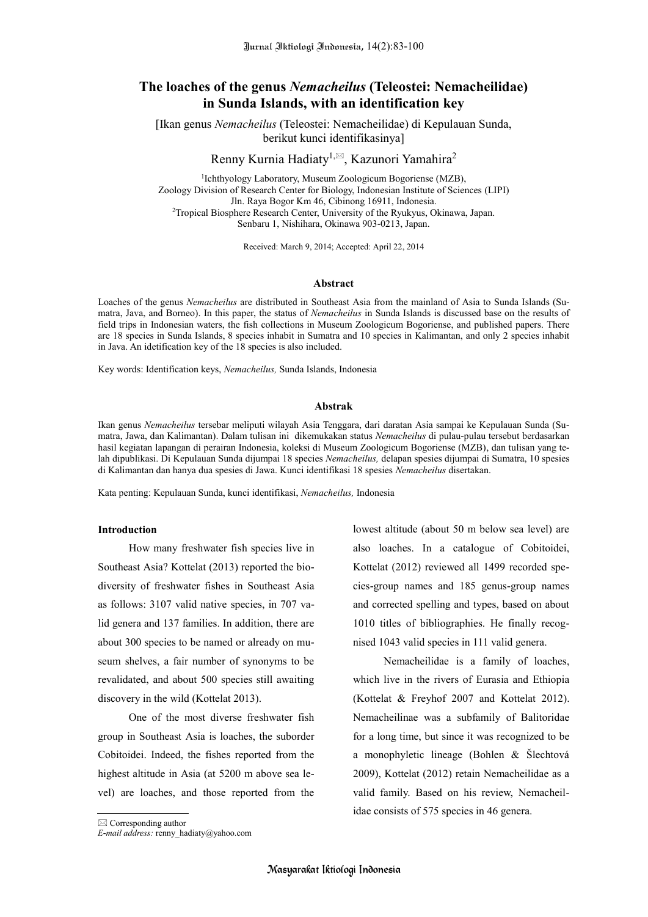# The loaches of the genus *Nemacheilus* (Teleostei: Nemacheilidae) in Sunda Islands, with an identification key

[Ikan genus *Nemacheilus* (Teleostei: Nemacheilidae) di Kepulauan Sunda, berikut kunci identifikasinya]

Renny Kurnia Hadiaty[1,✉], Kazunori Yamahira[2]

[1]Ichthyology Laboratory, Museum Zoologicum Bogoriense (MZB),
Zoology Division of Research Center for Biology, Indonesian Institute of Sciences (LIPI)
Jln. Raya Bogor Km 46, Cibinong 16911, Indonesia.
[2]Tropical Biosphere Research Center, University of the Ryukyus, Okinawa, Japan.
Senbaru 1, Nishihara, Okinawa 903-0213, Japan.

Received: March 9, 2014; Accepted: April 22, 2014

## Abstract

Loaches of the genus *Nemacheilus* are distributed in Southeast Asia from the mainland of Asia to Sunda Islands (Sumatra, Java, and Borneo). In this paper, the status of *Nemacheilus* in Sunda Islands is discussed base on the results of field trips in Indonesian waters, the fish collections in Museum Zoologicum Bogoriense, and published papers. There are 18 species in Sunda Islands, 8 species inhabit in Sumatra and 10 species in Kalimantan, and only 2 species inhabit in Java. An idetification key of the 18 species is also included.

Key words: Identification keys, *Nemacheilus,* Sunda Islands, Indonesia

## Abstrak

Ikan genus *Nemacheilus* tersebar meliputi wilayah Asia Tenggara, dari daratan Asia sampai ke Kepulauan Sunda (Sumatra, Jawa, dan Kalimantan). Dalam tulisan ini dikemukakan status *Nemacheilus* di pulau-pulau tersebut berdasarkan hasil kegiatan lapangan di perairan Indonesia, koleksi di Museum Zoologicum Bogoriense (MZB), dan tulisan yang telah dipublikasi. Di Kepulauan Sunda dijumpai 18 species *Nemacheilus,* delapan spesies dijumpai di Sumatra, 10 spesies di Kalimantan dan hanya dua spesies di Jawa. Kunci identifikasi 18 spesies *Nemacheilus* disertakan.

Kata penting: Kepulauan Sunda, kunci identifikasi, *Nemacheilus,* Indonesia

## Introduction

How many freshwater fish species live in Southeast Asia? Kottelat (2013) reported the biodiversity of freshwater fishes in Southeast Asia as follows: 3107 valid native species, in 707 valid genera and 137 families. In addition, there are about 300 species to be named or already on museum shelves, a fair number of synonyms to be revalidated, and about 500 species still awaiting discovery in the wild (Kottelat 2013).

One of the most diverse freshwater fish group in Southeast Asia is loaches, the suborder Cobitoidei. Indeed, the fishes reported from the highest altitude in Asia (at 5200 m above sea level) are loaches, and those reported from the lowest altitude (about 50 m below sea level) are also loaches. In a catalogue of Cobitoidei, Kottelat (2012) reviewed all 1499 recorded species-group names and 185 genus-group names and corrected spelling and types, based on about 1010 titles of bibliographies. He finally recognised 1043 valid species in 111 valid genera.

Nemacheilidae is a family of loaches, which live in the rivers of Eurasia and Ethiopia (Kottelat & Freyhof 2007 and Kottelat 2012). Nemacheilinae was a subfamily of Balitoridae for a long time, but since it was recognized to be a monophyletic lineage (Bohlen & Šlechtová 2009), Kottelat (2012) retain Nemacheilidae as a valid family. Based on his review, Nemacheilidae consists of 575 species in 46 genera.

✉ Corresponding author
*E-mail address:* renny_hadiaty@yahoo.com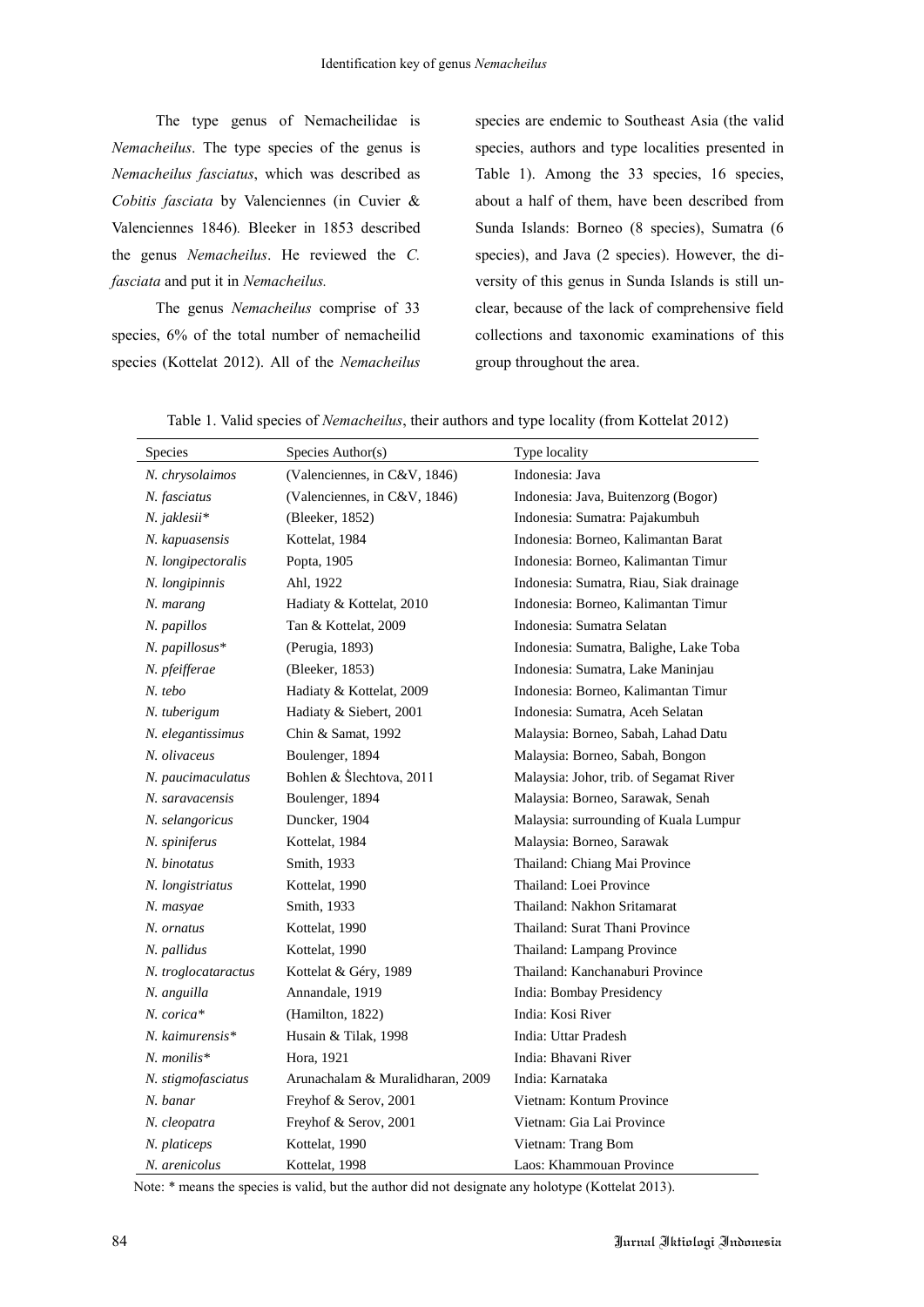The type genus of Nemacheilidae is *Nemacheilus*. The type species of the genus is *Nemacheilus fasciatus*, which was described as *Cobitis fasciata* by Valenciennes (in Cuvier & Valenciennes 1846). Bleeker in 1853 described the genus *Nemacheilus*. He reviewed the *C. fasciata* and put it in *Nemacheilus.*

The genus *Nemacheilus* comprise of 33 species, 6% of the total number of nemacheilid species (Kottelat 2012). All of the *Nemacheilus* species are endemic to Southeast Asia (the valid species, authors and type localities presented in Table 1). Among the 33 species, 16 species, about a half of them, have been described from Sunda Islands: Borneo (8 species), Sumatra (6 species), and Java (2 species). However, the diversity of this genus in Sunda Islands is still unclear, because of the lack of comprehensive field collections and taxonomic examinations of this group throughout the area.

Table 1. Valid species of *Nemacheilus*, their authors and type locality (from Kottelat 2012)

| Species | Species Author(s) | Type locality |
|---|---|---|
| *N. chrysolaimos* | (Valenciennes, in C&V, 1846) | Indonesia: Java |
| *N. fasciatus* | (Valenciennes, in C&V, 1846) | Indonesia: Java, Buitenzorg (Bogor) |
| *N. jaklesii** | (Bleeker, 1852) | Indonesia: Sumatra: Pajakumbuh |
| *N. kapuasensis* | Kottelat, 1984 | Indonesia: Borneo, Kalimantan Barat |
| *N. longipectoralis* | Popta, 1905 | Indonesia: Borneo, Kalimantan Timur |
| *N. longipinnis* | Ahl, 1922 | Indonesia: Sumatra, Riau, Siak drainage |
| *N. marang* | Hadiaty & Kottelat, 2010 | Indonesia: Borneo, Kalimantan Timur |
| *N. papillos* | Tan & Kottelat, 2009 | Indonesia: Sumatra Selatan |
| *N. papillosus** | (Perugia, 1893) | Indonesia: Sumatra, Balighe, Lake Toba |
| *N. pfeifferae* | (Bleeker, 1853) | Indonesia: Sumatra, Lake Maninjau |
| *N. tebo* | Hadiaty & Kottelat, 2009 | Indonesia: Borneo, Kalimantan Timur |
| *N. tuberigum* | Hadiaty & Siebert, 2001 | Indonesia: Sumatra, Aceh Selatan |
| *N. elegantissimus* | Chin & Samat, 1992 | Malaysia: Borneo, Sabah, Lahad Datu |
| *N. olivaceus* | Boulenger, 1894 | Malaysia: Borneo, Sabah, Bongon |
| *N. paucimaculatus* | Bohlen & Šlechtova, 2011 | Malaysia: Johor, trib. of Segamat River |
| *N. saravacensis* | Boulenger, 1894 | Malaysia: Borneo, Sarawak, Senah |
| *N. selangoricus* | Duncker, 1904 | Malaysia: surrounding of Kuala Lumpur |
| *N. spiniferus* | Kottelat, 1984 | Malaysia: Borneo, Sarawak |
| *N. binotatus* | Smith, 1933 | Thailand: Chiang Mai Province |
| *N. longistriatus* | Kottelat, 1990 | Thailand: Loei Province |
| *N. masyae* | Smith, 1933 | Thailand: Nakhon Sritamarat |
| *N. ornatus* | Kottelat, 1990 | Thailand: Surat Thani Province |
| *N. pallidus* | Kottelat, 1990 | Thailand: Lampang Province |
| *N. troglocataractus* | Kottelat & Géry, 1989 | Thailand: Kanchanaburi Province |
| *N. anguilla* | Annandale, 1919 | India: Bombay Presidency |
| *N. corica** | (Hamilton, 1822) | India: Kosi River |
| *N. kaimurensis** | Husain & Tilak, 1998 | India: Uttar Pradesh |
| *N. monilis** | Hora, 1921 | India: Bhavani River |
| *N. stigmofasciatus* | Arunachalam & Muralidharan, 2009 | India: Karnataka |
| *N. banar* | Freyhof & Serov, 2001 | Vietnam: Kontum Province |
| *N. cleopatra* | Freyhof & Serov, 2001 | Vietnam: Gia Lai Province |
| *N. platiceps* | Kottelat, 1990 | Vietnam: Trang Bom |
| *N. arenicolus* | Kottelat, 1998 | Laos: Khammouan Province |

Note: * means the species is valid, but the author did not designate any holotype (Kottelat 2013).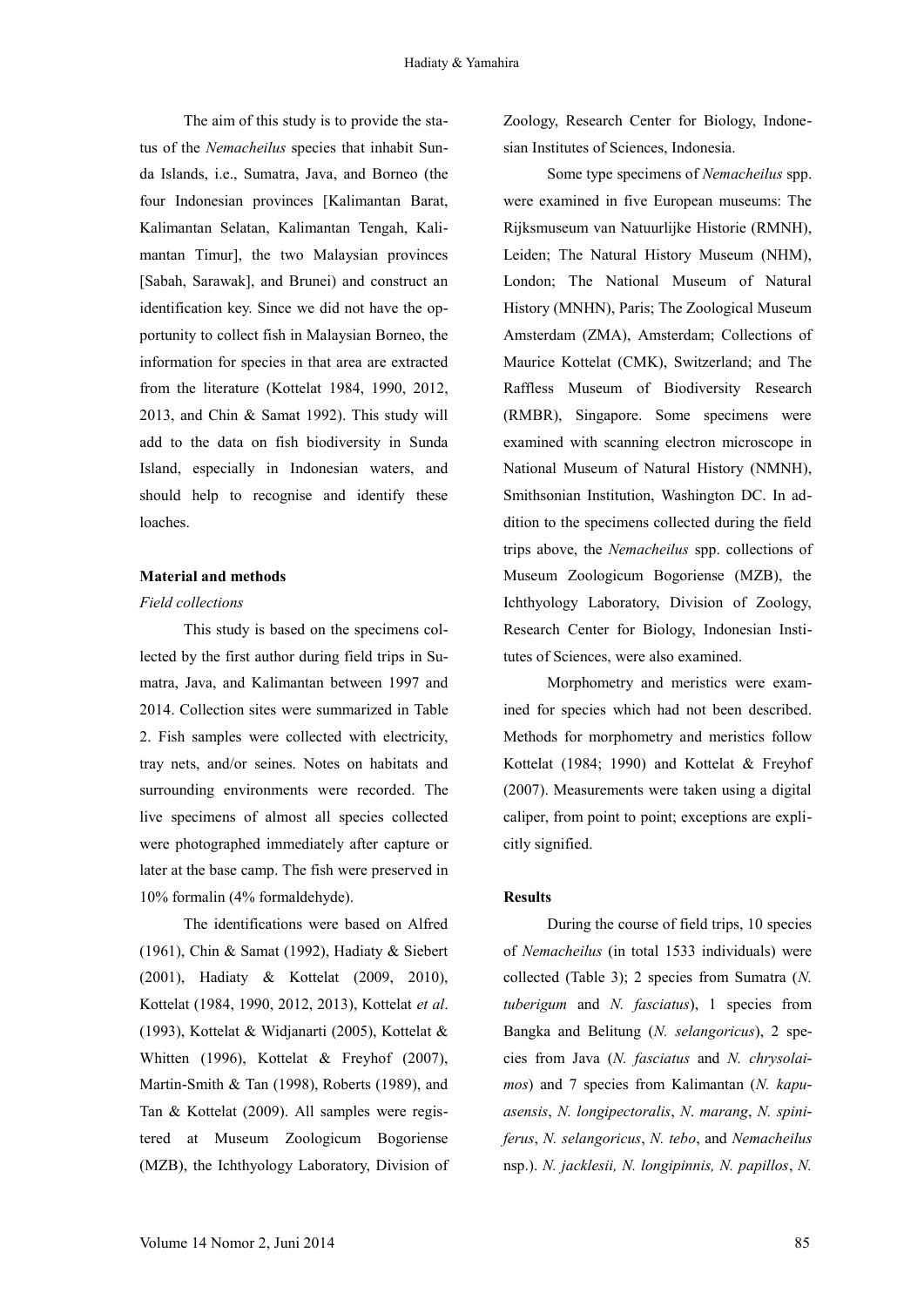The aim of this study is to provide the status of the *Nemacheilus* species that inhabit Sunda Islands, i.e., Sumatra, Java, and Borneo (the four Indonesian provinces [Kalimantan Barat, Kalimantan Selatan, Kalimantan Tengah, Kalimantan Timur], the two Malaysian provinces [Sabah, Sarawak], and Brunei) and construct an identification key. Since we did not have the opportunity to collect fish in Malaysian Borneo, the information for species in that area are extracted from the literature (Kottelat 1984, 1990, 2012, 2013, and Chin & Samat 1992). This study will add to the data on fish biodiversity in Sunda Island, especially in Indonesian waters, and should help to recognise and identify these loaches.

**Material and methods**

*Field collections*

This study is based on the specimens collected by the first author during field trips in Sumatra, Java, and Kalimantan between 1997 and 2014. Collection sites were summarized in Table 2. Fish samples were collected with electricity, tray nets, and/or seines. Notes on habitats and surrounding environments were recorded. The live specimens of almost all species collected were photographed immediately after capture or later at the base camp. The fish were preserved in 10% formalin (4% formaldehyde).

The identifications were based on Alfred (1961), Chin & Samat (1992), Hadiaty & Siebert (2001), Hadiaty & Kottelat (2009, 2010), Kottelat (1984, 1990, 2012, 2013), Kottelat *et al*. (1993), Kottelat & Widjanarti (2005), Kottelat & Whitten (1996), Kottelat & Freyhof (2007), Martin-Smith & Tan (1998), Roberts (1989), and Tan & Kottelat (2009). All samples were registered at Museum Zoologicum Bogoriense (MZB), the Ichthyology Laboratory, Division of Zoology, Research Center for Biology, Indonesian Institutes of Sciences, Indonesia.

Some type specimens of *Nemacheilus* spp. were examined in five European museums: The Rijksmuseum van Natuurlijke Historie (RMNH), Leiden; The Natural History Museum (NHM), London; The National Museum of Natural History (MNHN), Paris; The Zoological Museum Amsterdam (ZMA), Amsterdam; Collections of Maurice Kottelat (CMK), Switzerland; and The Raffless Museum of Biodiversity Research (RMBR), Singapore. Some specimens were examined with scanning electron microscope in National Museum of Natural History (NMNH), Smithsonian Institution, Washington DC. In addition to the specimens collected during the field trips above, the *Nemacheilus* spp. collections of Museum Zoologicum Bogoriense (MZB), the Ichthyology Laboratory, Division of Zoology, Research Center for Biology, Indonesian Institutes of Sciences, were also examined.

Morphometry and meristics were examined for species which had not been described. Methods for morphometry and meristics follow Kottelat (1984; 1990) and Kottelat & Freyhof (2007). Measurements were taken using a digital caliper, from point to point; exceptions are explicitly signified.

**Results**

During the course of field trips, 10 species of *Nemacheilus* (in total 1533 individuals) were collected (Table 3); 2 species from Sumatra (*N. tuberigum* and *N. fasciatus*), 1 species from Bangka and Belitung (*N. selangoricus*), 2 species from Java (*N. fasciatus* and *N. chrysolaimos*) and 7 species from Kalimantan (*N. kapuasensis*, *N. longipectoralis*, *N. marang*, *N. spiniferus*, *N. selangoricus*, *N. tebo*, and *Nemacheilus* nsp.). *N. jacklesii, N. longipinnis, N. papillos*, *N.*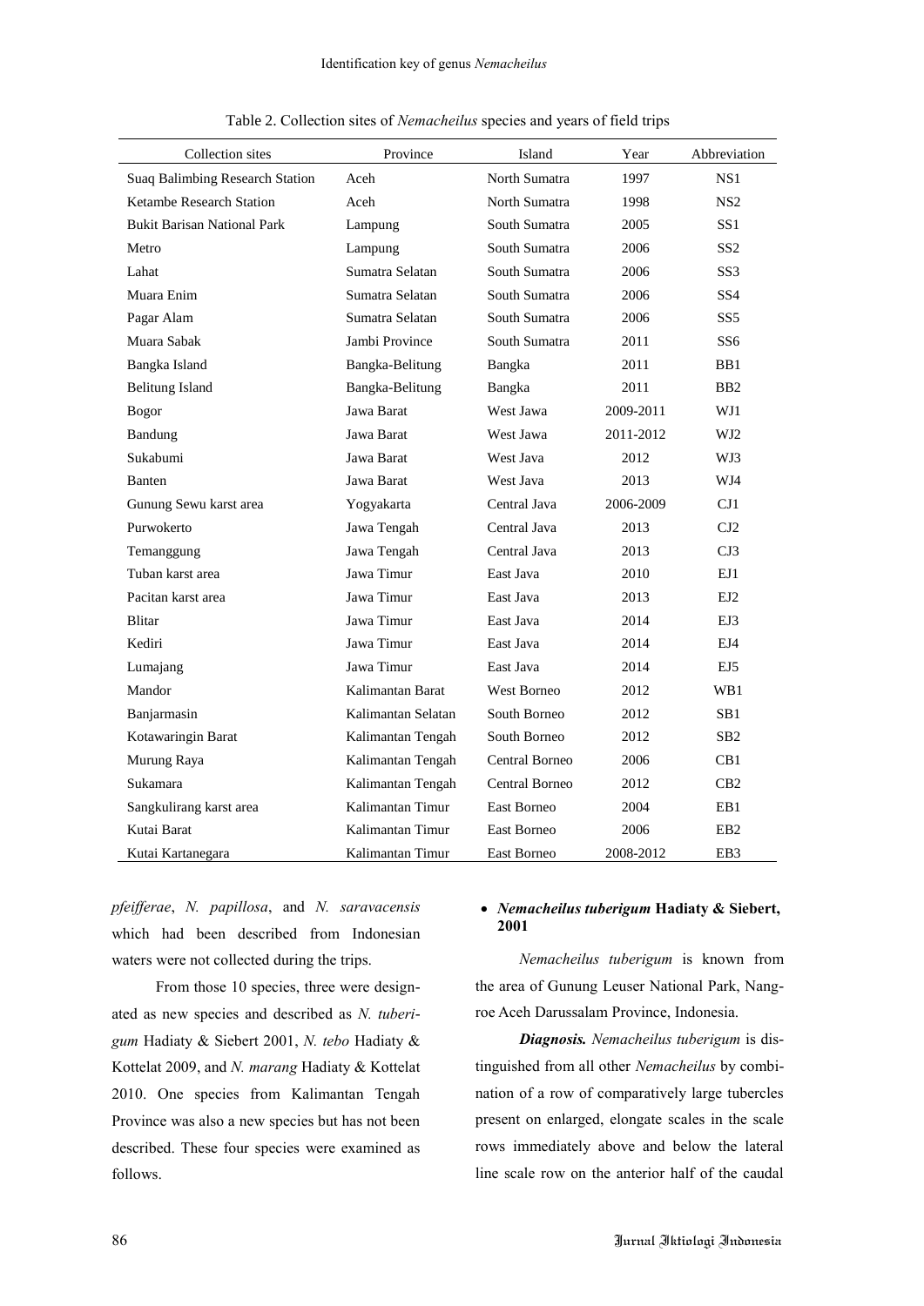Table 2. Collection sites of *Nemacheilus* species and years of field trips

| Collection sites | Province | Island | Year | Abbreviation |
|---|---|---|---|---|
| Suaq Balimbing Research Station | Aceh | North Sumatra | 1997 | NS1 |
| Ketambe Research Station | Aceh | North Sumatra | 1998 | NS2 |
| Bukit Barisan National Park | Lampung | South Sumatra | 2005 | SS1 |
| Metro | Lampung | South Sumatra | 2006 | SS2 |
| Lahat | Sumatra Selatan | South Sumatra | 2006 | SS3 |
| Muara Enim | Sumatra Selatan | South Sumatra | 2006 | SS4 |
| Pagar Alam | Sumatra Selatan | South Sumatra | 2006 | SS5 |
| Muara Sabak | Jambi Province | South Sumatra | 2011 | SS6 |
| Bangka Island | Bangka-Belitung | Bangka | 2011 | BB1 |
| Belitung Island | Bangka-Belitung | Bangka | 2011 | BB2 |
| Bogor | Jawa Barat | West Jawa | 2009-2011 | WJ1 |
| Bandung | Jawa Barat | West Jawa | 2011-2012 | WJ2 |
| Sukabumi | Jawa Barat | West Java | 2012 | WJ3 |
| Banten | Jawa Barat | West Java | 2013 | WJ4 |
| Gunung Sewu karst area | Yogyakarta | Central Java | 2006-2009 | CJ1 |
| Purwokerto | Jawa Tengah | Central Java | 2013 | CJ2 |
| Temanggung | Jawa Tengah | Central Java | 2013 | CJ3 |
| Tuban karst area | Jawa Timur | East Java | 2010 | EJ1 |
| Pacitan karst area | Jawa Timur | East Java | 2013 | EJ2 |
| Blitar | Jawa Timur | East Java | 2014 | EJ3 |
| Kediri | Jawa Timur | East Java | 2014 | EJ4 |
| Lumajang | Jawa Timur | East Java | 2014 | EJ5 |
| Mandor | Kalimantan Barat | West Borneo | 2012 | WB1 |
| Banjarmasin | Kalimantan Selatan | South Borneo | 2012 | SB1 |
| Kotawaringin Barat | Kalimantan Tengah | South Borneo | 2012 | SB2 |
| Murung Raya | Kalimantan Tengah | Central Borneo | 2006 | CB1 |
| Sukamara | Kalimantan Tengah | Central Borneo | 2012 | CB2 |
| Sangkulirang karst area | Kalimantan Timur | East Borneo | 2004 | EB1 |
| Kutai Barat | Kalimantan Timur | East Borneo | 2006 | EB2 |
| Kutai Kartanegara | Kalimantan Timur | East Borneo | 2008-2012 | EB3 |

*pfeifferae*, *N. papillosa*, and *N. saravacensis* which had been described from Indonesian waters were not collected during the trips.

From those 10 species, three were designated as new species and described as *N. tuberigum* Hadiaty & Siebert 2001, *N. tebo* Hadiaty & Kottelat 2009, and *N. marang* Hadiaty & Kottelat 2010. One species from Kalimantan Tengah Province was also a new species but has not been described. These four species were examined as follows.

- ***Nemacheilus tuberigum*** **Hadiaty & Siebert, 2001**

*Nemacheilus tuberigum* is known from the area of Gunung Leuser National Park, Nangroe Aceh Darussalam Province, Indonesia.

***Diagnosis.*** *Nemacheilus tuberigum* is distinguished from all other *Nemacheilus* by combination of a row of comparatively large tubercles present on enlarged, elongate scales in the scale rows immediately above and below the lateral line scale row on the anterior half of the caudal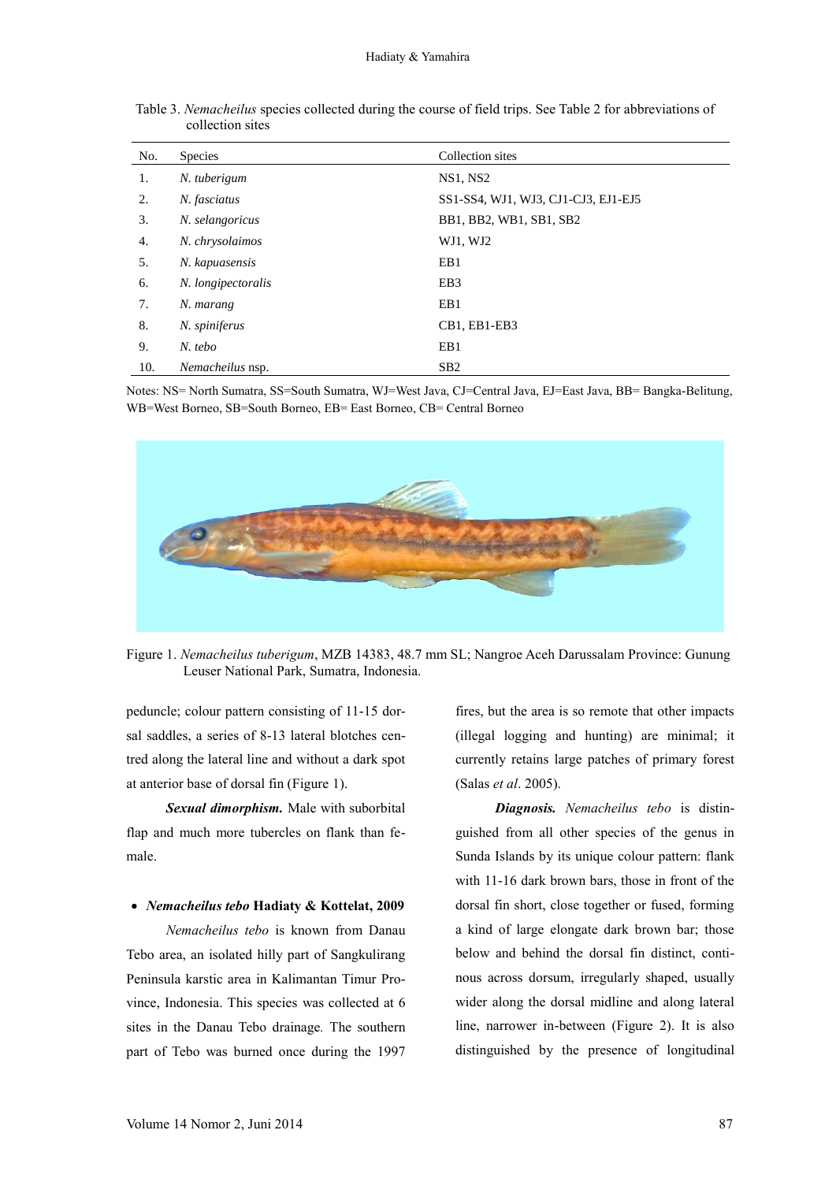Table 3. *Nemacheilus* species collected during the course of field trips. See Table 2 for abbreviations of collection sites

| No. | Species | Collection sites |
|---|---|---|
| 1. | *N. tuberigum* | NS1, NS2 |
| 2. | *N. fasciatus* | SS1-SS4, WJ1, WJ3, CJ1-CJ3, EJ1-EJ5 |
| 3. | *N. selangoricus* | BB1, BB2, WB1, SB1, SB2 |
| 4. | *N. chrysolaimos* | WJ1, WJ2 |
| 5. | *N. kapuasensis* | EB1 |
| 6. | *N. longipectoralis* | EB3 |
| 7. | *N. marang* | EB1 |
| 8. | *N. spiniferus* | CB1, EB1-EB3 |
| 9. | *N. tebo* | EB1 |
| 10. | *Nemacheilus* nsp. | SB2 |

Notes: NS= North Sumatra, SS=South Sumatra, WJ=West Java, CJ=Central Java, EJ=East Java, BB= Bangka-Belitung, WB=West Borneo, SB=South Borneo, EB= East Borneo, CB= Central Borneo

Figure 1. *Nemacheilus tuberigum*, MZB 14383, 48.7 mm SL; Nangroe Aceh Darussalam Province: Gunung Leuser National Park, Sumatra, Indonesia.

peduncle; colour pattern consisting of 11-15 dorsal saddles, a series of 8-13 lateral blotches centred along the lateral line and without a dark spot at anterior base of dorsal fin (Figure 1).

***Sexual dimorphism.*** Male with suborbital flap and much more tubercles on flank than female.

- ***Nemacheilus tebo* Hadiaty & Kottelat, 2009**

*Nemacheilus tebo* is known from Danau Tebo area, an isolated hilly part of Sangkulirang Peninsula karstic area in Kalimantan Timur Province, Indonesia. This species was collected at 6 sites in the Danau Tebo drainage. The southern part of Tebo was burned once during the 1997 fires, but the area is so remote that other impacts (illegal logging and hunting) are minimal; it currently retains large patches of primary forest (Salas *et al*. 2005).

***Diagnosis.*** *Nemacheilus tebo* is distinguished from all other species of the genus in Sunda Islands by its unique colour pattern: flank with 11-16 dark brown bars, those in front of the dorsal fin short, close together or fused, forming a kind of large elongate dark brown bar; those below and behind the dorsal fin distinct, continous across dorsum, irregularly shaped, usually wider along the dorsal midline and along lateral line, narrower in-between (Figure 2). It is also distinguished by the presence of longitudinal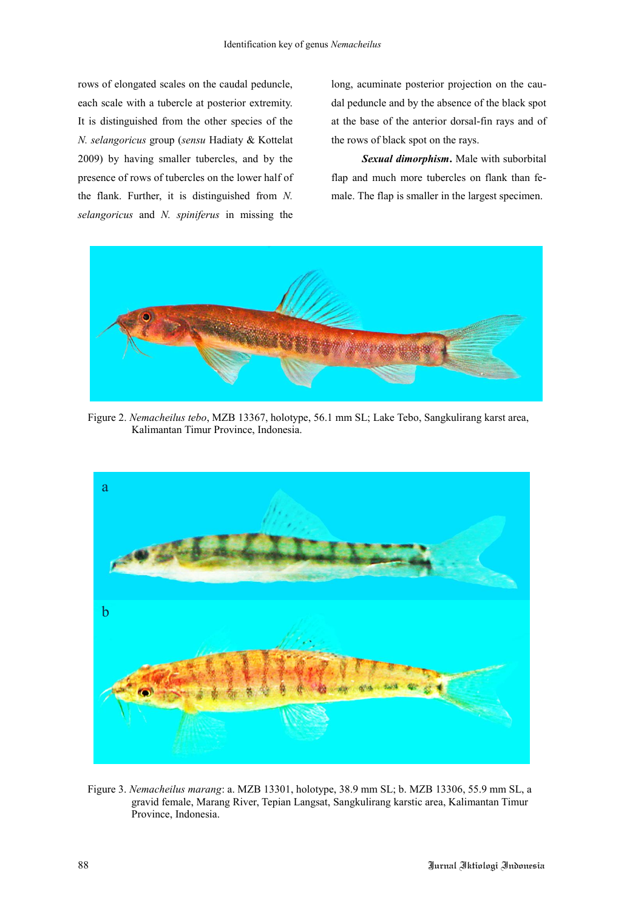rows of elongated scales on the caudal peduncle, each scale with a tubercle at posterior extremity. It is distinguished from the other species of the *N. selangoricus* group (*sensu* Hadiaty & Kottelat 2009) by having smaller tubercles, and by the presence of rows of tubercles on the lower half of the flank. Further, it is distinguished from *N. selangoricus* and *N. spiniferus* in missing the long, acuminate posterior projection on the caudal peduncle and by the absence of the black spot at the base of the anterior dorsal-fin rays and of the rows of black spot on the rays.

***Sexual dimorphism*.** Male with suborbital flap and much more tubercles on flank than female. The flap is smaller in the largest specimen.

Figure 2. *Nemacheilus tebo*, MZB 13367, holotype, 56.1 mm SL; Lake Tebo, Sangkulirang karst area, Kalimantan Timur Province, Indonesia.

Figure 3. *Nemacheilus marang*: a. MZB 13301, holotype, 38.9 mm SL; b. MZB 13306, 55.9 mm SL, a gravid female, Marang River, Tepian Langsat, Sangkulirang karstic area, Kalimantan Timur Province, Indonesia.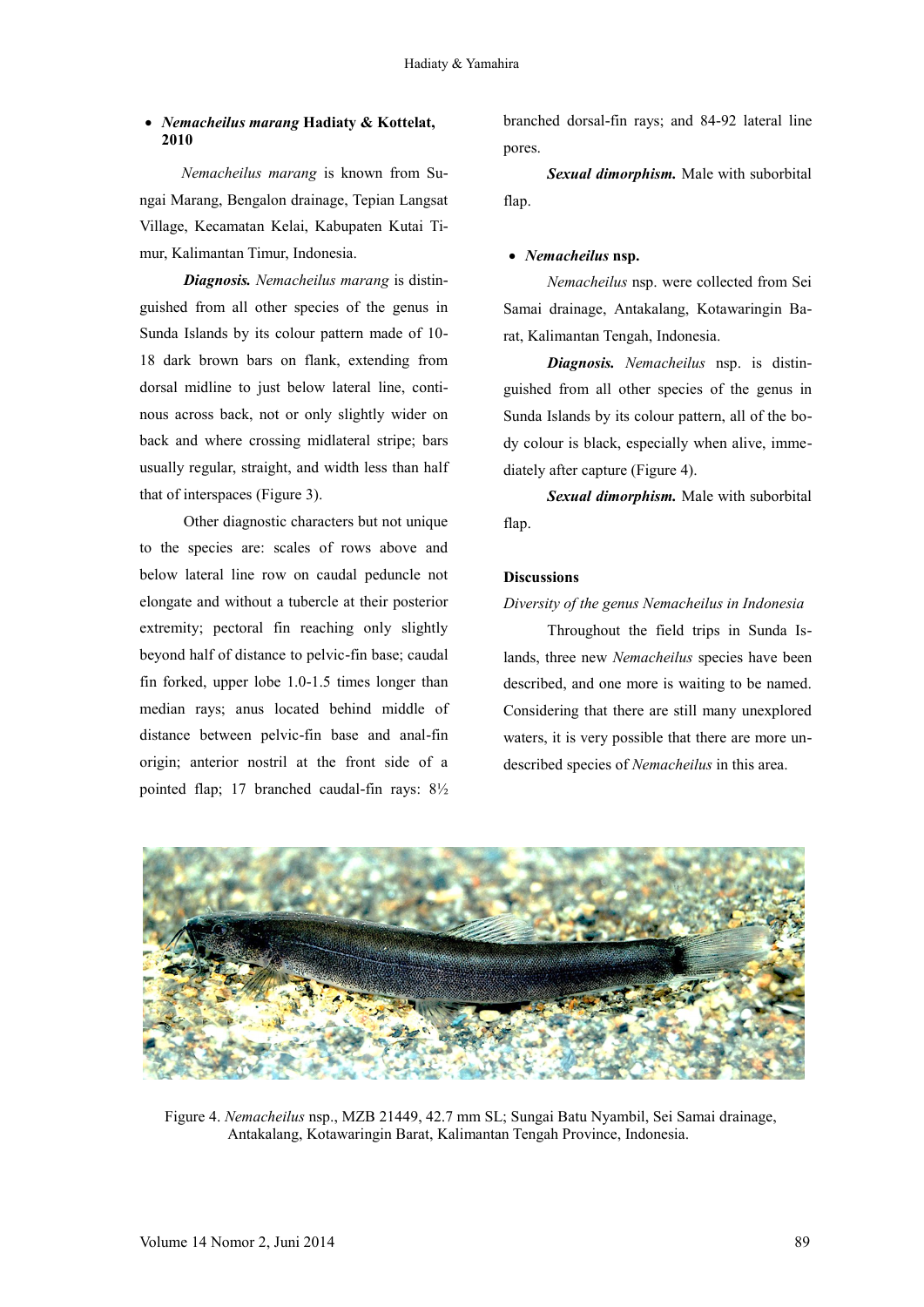- ***Nemacheilus marang* Hadiaty & Kottelat, 2010**

*Nemacheilus marang* is known from Sungai Marang, Bengalon drainage, Tepian Langsat Village, Kecamatan Kelai, Kabupaten Kutai Timur, Kalimantan Timur, Indonesia.

***Diagnosis.*** *Nemacheilus marang* is distinguished from all other species of the genus in Sunda Islands by its colour pattern made of 10-18 dark brown bars on flank, extending from dorsal midline to just below lateral line, continous across back, not or only slightly wider on back and where crossing midlateral stripe; bars usually regular, straight, and width less than half that of interspaces (Figure 3).

Other diagnostic characters but not unique to the species are: scales of rows above and below lateral line row on caudal peduncle not elongate and without a tubercle at their posterior extremity; pectoral fin reaching only slightly beyond half of distance to pelvic-fin base; caudal fin forked, upper lobe 1.0-1.5 times longer than median rays; anus located behind middle of distance between pelvic-fin base and anal-fin origin; anterior nostril at the front side of a pointed flap; 17 branched caudal-fin rays: 8½ branched dorsal-fin rays; and 84-92 lateral line pores.

***Sexual dimorphism.*** Male with suborbital flap.

- ***Nemacheilus* nsp.**

*Nemacheilus* nsp. were collected from Sei Samai drainage, Antakalang, Kotawaringin Barat, Kalimantan Tengah, Indonesia.

***Diagnosis.*** *Nemacheilus* nsp. is distinguished from all other species of the genus in Sunda Islands by its colour pattern, all of the body colour is black, especially when alive, immediately after capture (Figure 4).

***Sexual dimorphism.*** Male with suborbital flap.

## Discussions

*Diversity of the genus Nemacheilus in Indonesia*

Throughout the field trips in Sunda Islands, three new *Nemacheilus* species have been described, and one more is waiting to be named. Considering that there are still many unexplored waters, it is very possible that there are more undescribed species of *Nemacheilus* in this area.

Figure 4. *Nemacheilus* nsp., MZB 21449, 42.7 mm SL; Sungai Batu Nyambil, Sei Samai drainage, Antakalang, Kotawaringin Barat, Kalimantan Tengah Province, Indonesia.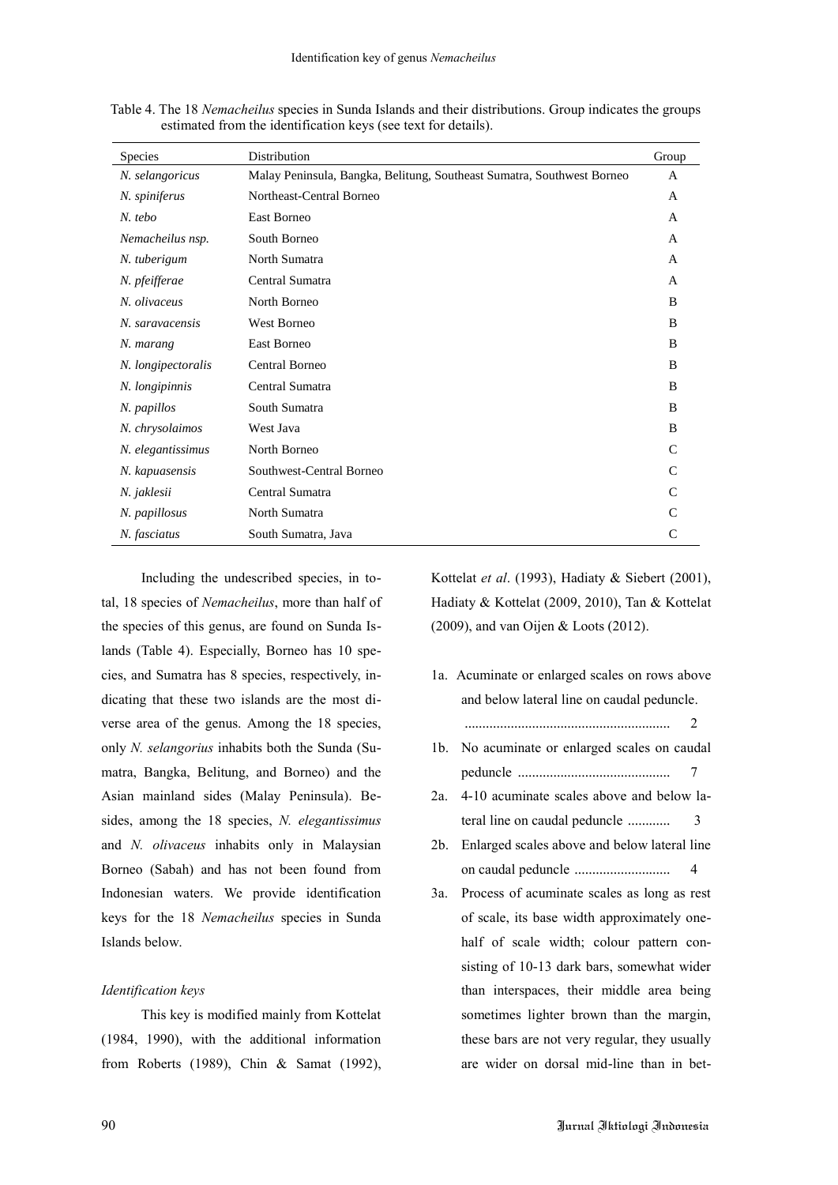Table 4. The 18 *Nemacheilus* species in Sunda Islands and their distributions. Group indicates the groups estimated from the identification keys (see text for details).

| Species | Distribution | Group |
|---|---|---|
| *N. selangoricus* | Malay Peninsula, Bangka, Belitung, Southeast Sumatra, Southwest Borneo | A |
| *N. spiniferus* | Northeast-Central Borneo | A |
| *N. tebo* | East Borneo | A |
| *Nemacheilus nsp.* | South Borneo | A |
| *N. tuberigum* | North Sumatra | A |
| *N. pfeifferae* | Central Sumatra | A |
| *N. olivaceus* | North Borneo | B |
| *N. saravacensis* | West Borneo | B |
| *N. marang* | East Borneo | B |
| *N. longipectoralis* | Central Borneo | B |
| *N. longipinnis* | Central Sumatra | B |
| *N. papillos* | South Sumatra | B |
| *N. chrysolaimos* | West Java | B |
| *N. elegantissimus* | North Borneo | C |
| *N. kapuasensis* | Southwest-Central Borneo | C |
| *N. jaklesii* | Central Sumatra | C |
| *N. papillosus* | North Sumatra | C |
| *N. fasciatus* | South Sumatra, Java | C |

Including the undescribed species, in total, 18 species of *Nemacheilus*, more than half of the species of this genus, are found on Sunda Islands (Table 4). Especially, Borneo has 10 species, and Sumatra has 8 species, respectively, indicating that these two islands are the most diverse area of the genus. Among the 18 species, only *N. selangorius* inhabits both the Sunda (Sumatra, Bangka, Belitung, and Borneo) and the Asian mainland sides (Malay Peninsula). Besides, among the 18 species, *N. elegantissimus* and *N. olivaceus* inhabits only in Malaysian Borneo (Sabah) and has not been found from Indonesian waters. We provide identification keys for the 18 *Nemacheilus* species in Sunda Islands below.

*Identification keys*

This key is modified mainly from Kottelat (1984, 1990), with the additional information from Roberts (1989), Chin & Samat (1992), Kottelat *et al*. (1993), Hadiaty & Siebert (2001), Hadiaty & Kottelat (2009, 2010), Tan & Kottelat (2009), and van Oijen & Loots (2012).

1a. Acuminate or enlarged scales on rows above and below lateral line on caudal peduncle. .......................................................... 2

1b. No acuminate or enlarged scales on caudal peduncle .......................................... 7

2a. 4-10 acuminate scales above and below lateral line on caudal peduncle ............ 3

2b. Enlarged scales above and below lateral line on caudal peduncle ........................... 4

3a. Process of acuminate scales as long as rest of scale, its base width approximately one-half of scale width; colour pattern consisting of 10-13 dark bars, somewhat wider than interspaces, their middle area being sometimes lighter brown than the margin, these bars are not very regular, they usually are wider on dorsal mid-line than in bet-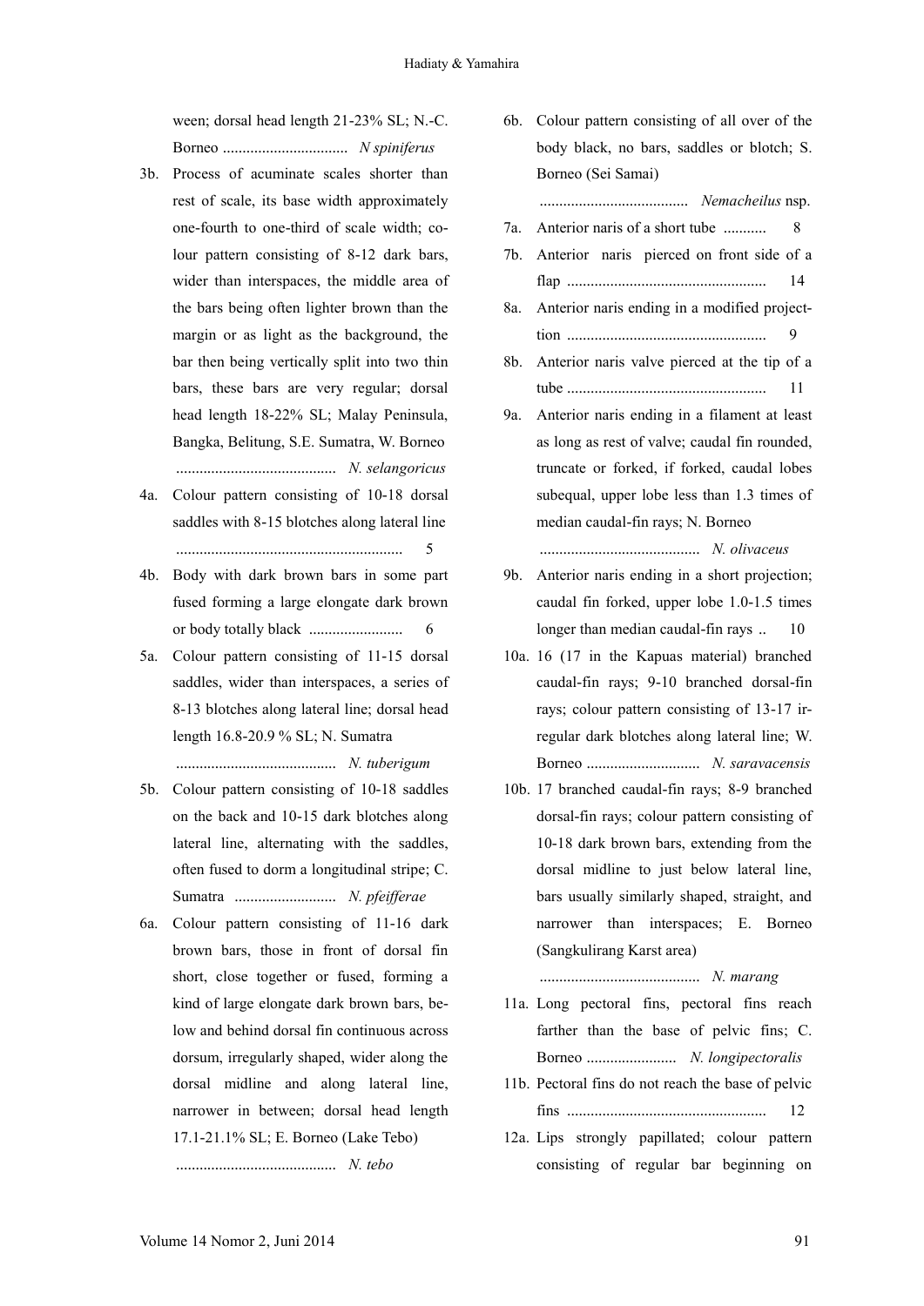ween; dorsal head length 21-23% SL; N.-C. Borneo ................................ *N spiniferus*

3b. Process of acuminate scales shorter than rest of scale, its base width approximately one-fourth to one-third of scale width; colour pattern consisting of 8-12 dark bars, wider than interspaces, the middle area of the bars being often lighter brown than the margin or as light as the background, the bar then being vertically split into two thin bars, these bars are very regular; dorsal head length 18-22% SL; Malay Peninsula, Bangka, Belitung, S.E. Sumatra, W. Borneo ......................................... *N. selangoricus*

4a. Colour pattern consisting of 10-18 dorsal saddles with 8-15 blotches along lateral line .......................................................... 5

4b. Body with dark brown bars in some part fused forming a large elongate dark brown or body totally black ........................ 6

5a. Colour pattern consisting of 11-15 dorsal saddles, wider than interspaces, a series of 8-13 blotches along lateral line; dorsal head length 16.8-20.9 % SL; N. Sumatra ......................................... *N. tuberigum*

5b. Colour pattern consisting of 10-18 saddles on the back and 10-15 dark blotches along lateral line, alternating with the saddles, often fused to dorm a longitudinal stripe; C. Sumatra .......................... *N. pfeifferae*

6a. Colour pattern consisting of 11-16 dark brown bars, those in front of dorsal fin short, close together or fused, forming a kind of large elongate dark brown bars, below and behind dorsal fin continuous across dorsum, irregularly shaped, wider along the dorsal midline and along lateral line, narrower in between; dorsal head length 17.1-21.1% SL; E. Borneo (Lake Tebo) ......................................... *N. tebo*

6b. Colour pattern consisting of all over of the body black, no bars, saddles or blotch; S. Borneo (Sei Samai) ...................................... *Nemacheilus* nsp.

7a. Anterior naris of a short tube ........... 8

7b. Anterior naris pierced on front side of a flap .................................................. 14

8a. Anterior naris ending in a modified projection .................................................. 9

8b. Anterior naris valve pierced at the tip of a tube .................................................. 11

9a. Anterior naris ending in a filament at least as long as rest of valve; caudal fin rounded, truncate or forked, if forked, caudal lobes subequal, upper lobe less than 1.3 times of median caudal-fin rays; N. Borneo ......................................... *N. olivaceus*

9b. Anterior naris ending in a short projection; caudal fin forked, upper lobe 1.0-1.5 times longer than median caudal-fin rays .. 10

10a. 16 (17 in the Kapuas material) branched caudal-fin rays; 9-10 branched dorsal-fin rays; colour pattern consisting of 13-17 irregular dark blotches along lateral line; W. Borneo ............................. *N. saravacensis*

10b. 17 branched caudal-fin rays; 8-9 branched dorsal-fin rays; colour pattern consisting of 10-18 dark brown bars, extending from the dorsal midline to just below lateral line, bars usually similarly shaped, straight, and narrower than interspaces; E. Borneo (Sangkulirang Karst area) ......................................... *N. marang*

11a. Long pectoral fins, pectoral fins reach farther than the base of pelvic fins; C. Borneo ....................... *N. longipectoralis*

11b. Pectoral fins do not reach the base of pelvic fins .................................................. 12

12a. Lips strongly papillated; colour pattern consisting of regular bar beginning on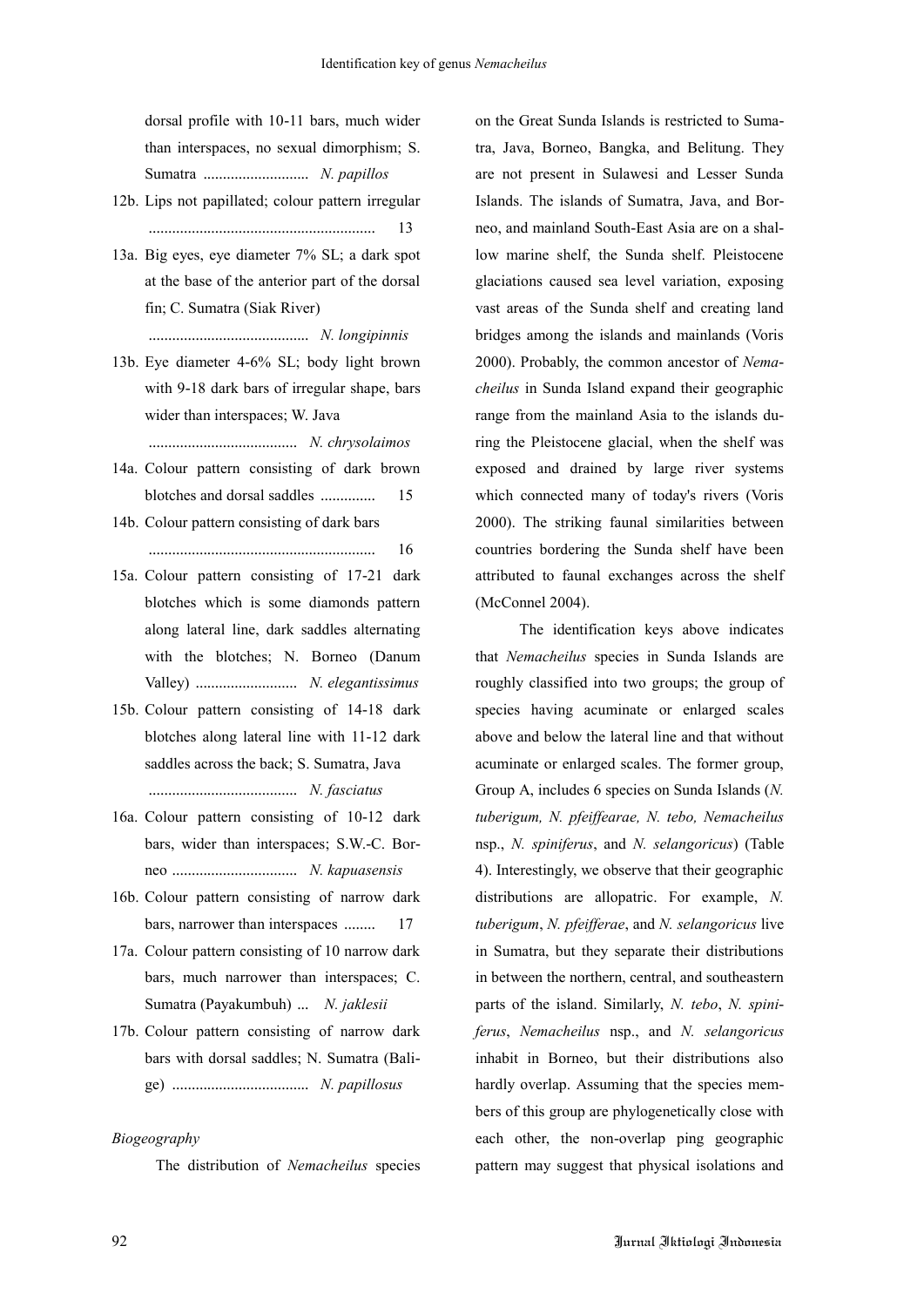dorsal profile with 10-11 bars, much wider than interspaces, no sexual dimorphism; S. Sumatra ........................... *N. papillos*

12b. Lips not papillated; colour pattern irregular ......................................................... 13

13a. Big eyes, eye diameter 7% SL; a dark spot at the base of the anterior part of the dorsal fin; C. Sumatra (Siak River) ......................................... *N. longipinnis*

13b. Eye diameter 4-6% SL; body light brown with 9-18 dark bars of irregular shape, bars wider than interspaces; W. Java ...................................... *N. chrysolaimos*

14a. Colour pattern consisting of dark brown blotches and dorsal saddles .............. 15

14b. Colour pattern consisting of dark bars .......................................................... 16

15a. Colour pattern consisting of 17-21 dark blotches which is some diamonds pattern along lateral line, dark saddles alternating with the blotches; N. Borneo (Danum Valley) .......................... *N. elegantissimus*

15b. Colour pattern consisting of 14-18 dark blotches along lateral line with 11-12 dark saddles across the back; S. Sumatra, Java ...................................... *N. fasciatus*

16a. Colour pattern consisting of 10-12 dark bars, wider than interspaces; S.W.-C. Borneo ................................ *N. kapuasensis*

16b. Colour pattern consisting of narrow dark bars, narrower than interspaces ........ 17

17a. Colour pattern consisting of 10 narrow dark bars, much narrower than interspaces; C. Sumatra (Payakumbuh) ... *N. jaklesii*

17b. Colour pattern consisting of narrow dark bars with dorsal saddles; N. Sumatra (Balige) ................................... *N. papillosus*

*Biogeography*

The distribution of *Nemacheilus* species on the Great Sunda Islands is restricted to Sumatra, Java, Borneo, Bangka, and Belitung. They are not present in Sulawesi and Lesser Sunda Islands. The islands of Sumatra, Java, and Borneo, and mainland South-East Asia are on a shallow marine shelf, the Sunda shelf. Pleistocene glaciations caused sea level variation, exposing vast areas of the Sunda shelf and creating land bridges among the islands and mainlands (Voris 2000). Probably, the common ancestor of *Nemacheilus* in Sunda Island expand their geographic range from the mainland Asia to the islands during the Pleistocene glacial, when the shelf was exposed and drained by large river systems which connected many of today's rivers (Voris 2000). The striking faunal similarities between countries bordering the Sunda shelf have been attributed to faunal exchanges across the shelf (McConnel 2004).

The identification keys above indicates that *Nemacheilus* species in Sunda Islands are roughly classified into two groups; the group of species having acuminate or enlarged scales above and below the lateral line and that without acuminate or enlarged scales. The former group, Group A, includes 6 species on Sunda Islands (*N. tuberigum, N. pfeiffearae, N. tebo, Nemacheilus* nsp., *N. spiniferus*, and *N. selangoricus*) (Table 4). Interestingly, we observe that their geographic distributions are allopatric. For example, *N. tuberigum*, *N. pfeifferae*, and *N. selangoricus* live in Sumatra, but they separate their distributions in between the northern, central, and southeastern parts of the island. Similarly, *N. tebo*, *N. spiniferus*, *Nemacheilus* nsp., and *N. selangoricus* inhabit in Borneo, but their distributions also hardly overlap. Assuming that the species members of this group are phylogenetically close with each other, the non-overlap ping geographic pattern may suggest that physical isolations and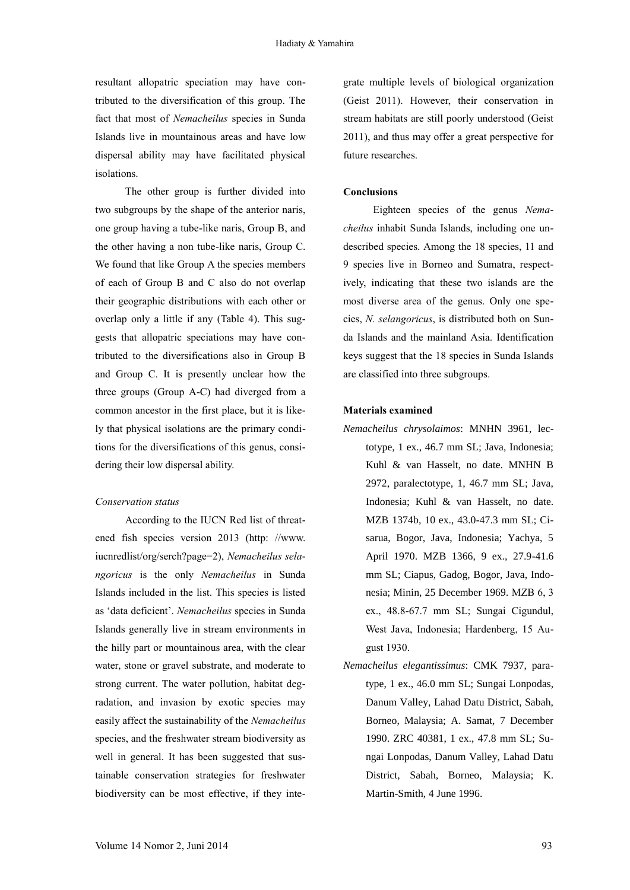resultant allopatric speciation may have contributed to the diversification of this group. The fact that most of *Nemacheilus* species in Sunda Islands live in mountainous areas and have low dispersal ability may have facilitated physical isolations.

The other group is further divided into two subgroups by the shape of the anterior naris, one group having a tube-like naris, Group B, and the other having a non tube-like naris, Group C. We found that like Group A the species members of each of Group B and C also do not overlap their geographic distributions with each other or overlap only a little if any (Table 4). This suggests that allopatric speciations may have contributed to the diversifications also in Group B and Group C. It is presently unclear how the three groups (Group A-C) had diverged from a common ancestor in the first place, but it is likely that physical isolations are the primary conditions for the diversifications of this genus, considering their low dispersal ability.

### *Conservation status*

According to the IUCN Red list of threatened fish species version 2013 (http: //www. iucnredlist/org/serch?page=2), *Nemacheilus selangoricus* is the only *Nemacheilus* in Sunda Islands included in the list. This species is listed as 'data deficient'. *Nemacheilus* species in Sunda Islands generally live in stream environments in the hilly part or mountainous area, with the clear water, stone or gravel substrate, and moderate to strong current. The water pollution, habitat degradation, and invasion by exotic species may easily affect the sustainability of the *Nemacheilus* species, and the freshwater stream biodiversity as well in general. It has been suggested that sustainable conservation strategies for freshwater biodiversity can be most effective, if they integrate multiple levels of biological organization (Geist 2011). However, their conservation in stream habitats are still poorly understood (Geist 2011), and thus may offer a great perspective for future researches.

## Conclusions

Eighteen species of the genus *Nemacheilus* inhabit Sunda Islands, including one undescribed species. Among the 18 species, 11 and 9 species live in Borneo and Sumatra, respectively, indicating that these two islands are the most diverse area of the genus. Only one species, *N. selangoricus*, is distributed both on Sunda Islands and the mainland Asia. Identification keys suggest that the 18 species in Sunda Islands are classified into three subgroups.

## Materials examined

*Nemacheilus chrysolaimos*: MNHN 3961, lectotype, 1 ex., 46.7 mm SL; Java, Indonesia; Kuhl & van Hasselt, no date. MNHN B 2972, paralectotype, 1, 46.7 mm SL; Java, Indonesia; Kuhl & van Hasselt, no date. MZB 1374b, 10 ex., 43.0-47.3 mm SL; Cisarua, Bogor, Java, Indonesia; Yachya, 5 April 1970. MZB 1366, 9 ex., 27.9-41.6 mm SL; Ciapus, Gadog, Bogor, Java, Indonesia; Minin, 25 December 1969. MZB 6, 3 ex., 48.8-67.7 mm SL; Sungai Cigundul, West Java, Indonesia; Hardenberg, 15 August 1930.

*Nemacheilus elegantissimus*: CMK 7937, paratype, 1 ex., 46.0 mm SL; Sungai Lonpodas, Danum Valley, Lahad Datu District, Sabah, Borneo, Malaysia; A. Samat, 7 December 1990. ZRC 40381, 1 ex., 47.8 mm SL; Sungai Lonpodas, Danum Valley, Lahad Datu District, Sabah, Borneo, Malaysia; K. Martin-Smith, 4 June 1996.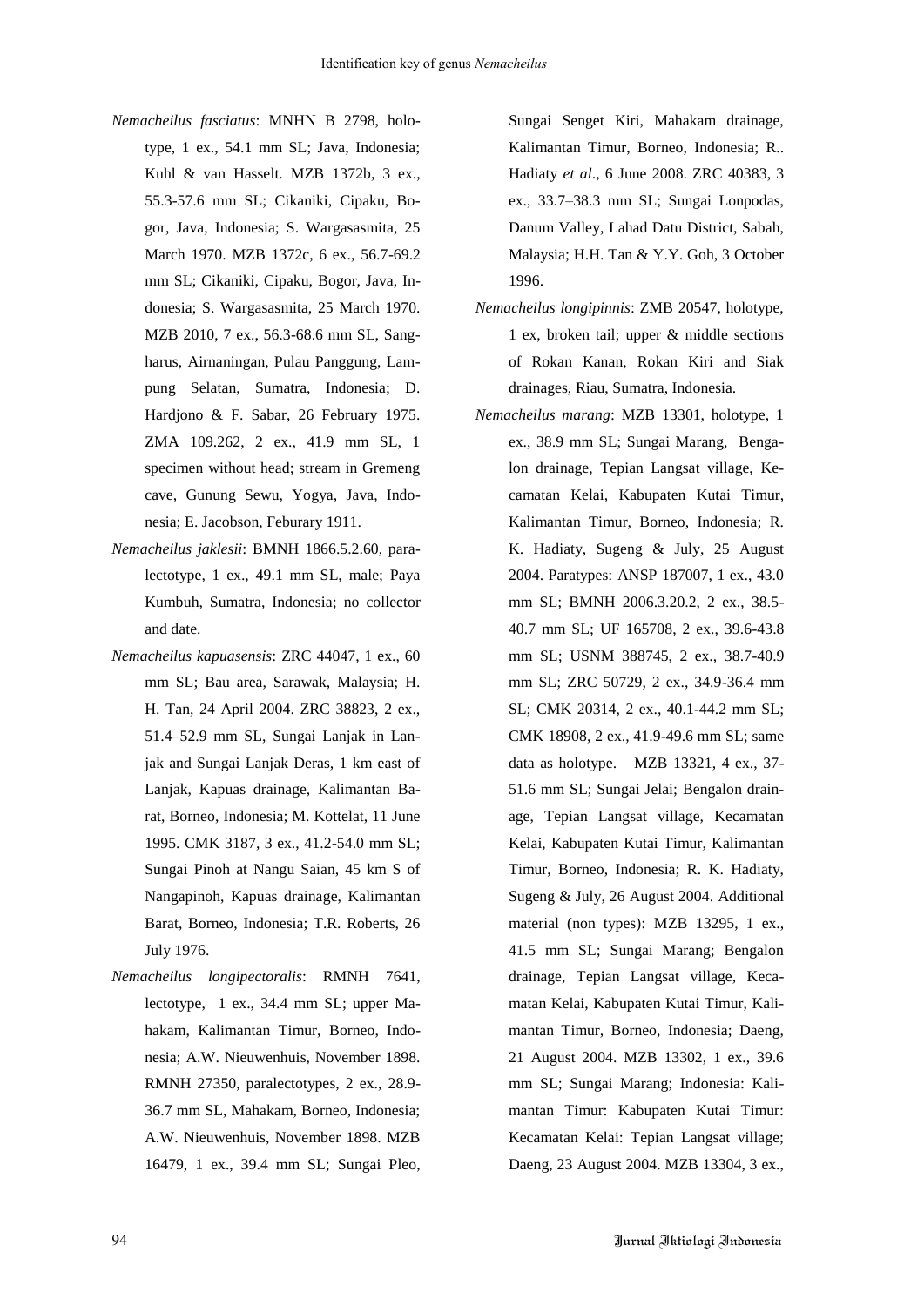*Nemacheilus fasciatus*: MNHN B 2798, holotype, 1 ex., 54.1 mm SL; Java, Indonesia; Kuhl & van Hasselt. MZB 1372b, 3 ex., 55.3-57.6 mm SL; Cikaniki, Cipaku, Bogor, Java, Indonesia; S. Wargasasmita, 25 March 1970. MZB 1372c, 6 ex., 56.7-69.2 mm SL; Cikaniki, Cipaku, Bogor, Java, Indonesia; S. Wargasasmita, 25 March 1970. MZB 2010, 7 ex., 56.3-68.6 mm SL, Sangharus, Airnaningan, Pulau Panggung, Lampung Selatan, Sumatra, Indonesia; D. Hardjono & F. Sabar, 26 February 1975. ZMA 109.262, 2 ex., 41.9 mm SL, 1 specimen without head; stream in Gremeng cave, Gunung Sewu, Yogya, Java, Indonesia; E. Jacobson, Feburary 1911.

*Nemacheilus jaklesii*: BMNH 1866.5.2.60, paralectotype, 1 ex., 49.1 mm SL, male; Paya Kumbuh, Sumatra, Indonesia; no collector and date.

*Nemacheilus kapuasensis*: ZRC 44047, 1 ex., 60 mm SL; Bau area, Sarawak, Malaysia; H. H. Tan, 24 April 2004. ZRC 38823, 2 ex., 51.4–52.9 mm SL, Sungai Lanjak in Lanjak and Sungai Lanjak Deras, 1 km east of Lanjak, Kapuas drainage, Kalimantan Barat, Borneo, Indonesia; M. Kottelat, 11 June 1995. CMK 3187, 3 ex., 41.2-54.0 mm SL; Sungai Pinoh at Nangu Saian, 45 km S of Nangapinoh, Kapuas drainage, Kalimantan Barat, Borneo, Indonesia; T.R. Roberts, 26 July 1976.

*Nemacheilus longipectoralis*: RMNH 7641, lectotype, 1 ex., 34.4 mm SL; upper Mahakam, Kalimantan Timur, Borneo, Indonesia; A.W. Nieuwenhuis, November 1898. RMNH 27350, paralectotypes, 2 ex., 28.9-36.7 mm SL, Mahakam, Borneo, Indonesia; A.W. Nieuwenhuis, November 1898. MZB 16479, 1 ex., 39.4 mm SL; Sungai Pleo, Sungai Senget Kiri, Mahakam drainage, Kalimantan Timur, Borneo, Indonesia; R.. Hadiaty *et al*., 6 June 2008. ZRC 40383, 3 ex., 33.7–38.3 mm SL; Sungai Lonpodas, Danum Valley, Lahad Datu District, Sabah, Malaysia; H.H. Tan & Y.Y. Goh, 3 October 1996.

*Nemacheilus longipinnis*: ZMB 20547, holotype, 1 ex, broken tail; upper & middle sections of Rokan Kanan, Rokan Kiri and Siak drainages, Riau, Sumatra, Indonesia.

*Nemacheilus marang*: MZB 13301, holotype, 1 ex., 38.9 mm SL; Sungai Marang, Bengalon drainage, Tepian Langsat village, Kecamatan Kelai, Kabupaten Kutai Timur, Kalimantan Timur, Borneo, Indonesia; R. K. Hadiaty, Sugeng & July, 25 August 2004. Paratypes: ANSP 187007, 1 ex., 43.0 mm SL; BMNH 2006.3.20.2, 2 ex., 38.5-40.7 mm SL; UF 165708, 2 ex., 39.6-43.8 mm SL; USNM 388745, 2 ex., 38.7-40.9 mm SL; ZRC 50729, 2 ex., 34.9-36.4 mm SL; CMK 20314, 2 ex., 40.1-44.2 mm SL; CMK 18908, 2 ex., 41.9-49.6 mm SL; same data as holotype. MZB 13321, 4 ex., 37-51.6 mm SL; Sungai Jelai; Bengalon drainage, Tepian Langsat village, Kecamatan Kelai, Kabupaten Kutai Timur, Kalimantan Timur, Borneo, Indonesia; R. K. Hadiaty, Sugeng & July, 26 August 2004. Additional material (non types): MZB 13295, 1 ex., 41.5 mm SL; Sungai Marang; Bengalon drainage, Tepian Langsat village, Kecamatan Kelai, Kabupaten Kutai Timur, Kalimantan Timur, Borneo, Indonesia; Daeng, 21 August 2004. MZB 13302, 1 ex., 39.6 mm SL; Sungai Marang; Indonesia: Kalimantan Timur: Kabupaten Kutai Timur: Kecamatan Kelai: Tepian Langsat village; Daeng, 23 August 2004. MZB 13304, 3 ex.,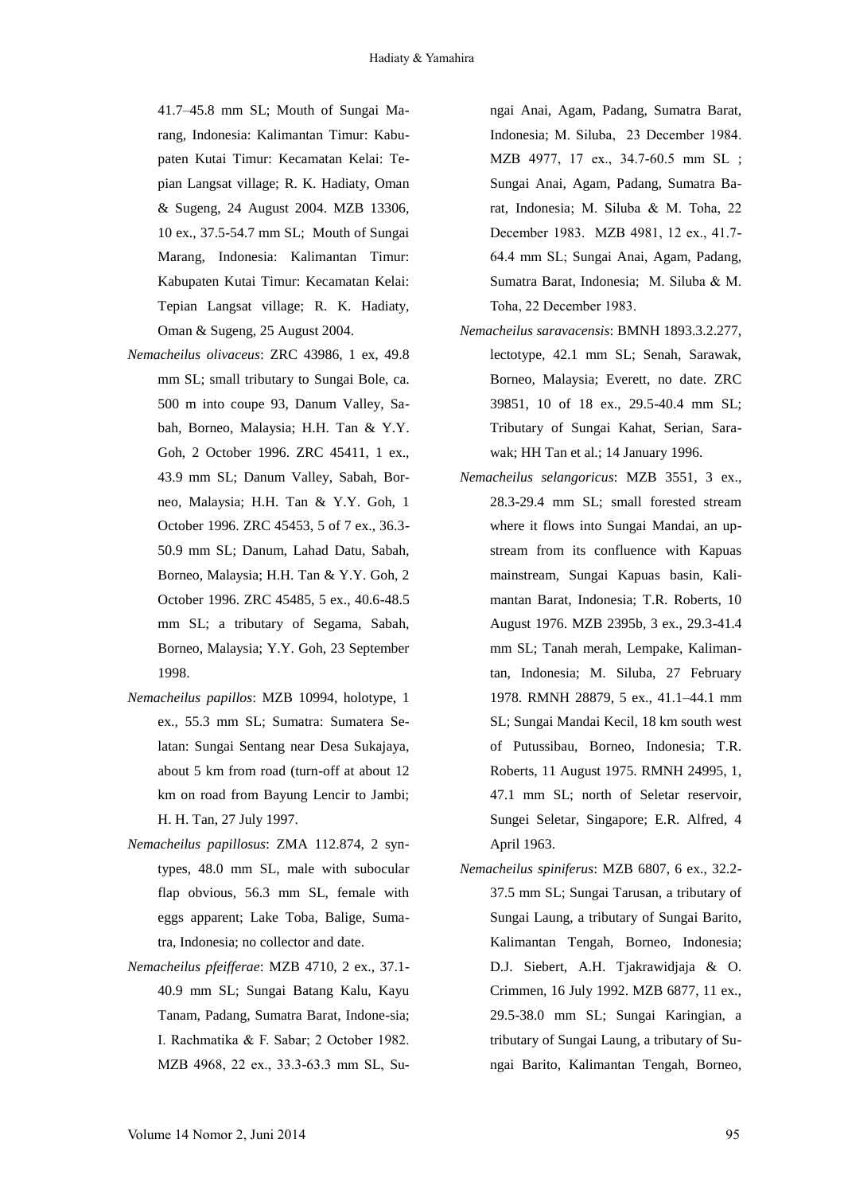41.7–45.8 mm SL; Mouth of Sungai Marang, Indonesia: Kalimantan Timur: Kabupaten Kutai Timur: Kecamatan Kelai: Tepian Langsat village; R. K. Hadiaty, Oman & Sugeng, 24 August 2004. MZB 13306, 10 ex., 37.5-54.7 mm SL; Mouth of Sungai Marang, Indonesia: Kalimantan Timur: Kabupaten Kutai Timur: Kecamatan Kelai: Tepian Langsat village; R. K. Hadiaty, Oman & Sugeng, 25 August 2004.

*Nemacheilus olivaceus*: ZRC 43986, 1 ex, 49.8 mm SL; small tributary to Sungai Bole, ca. 500 m into coupe 93, Danum Valley, Sabah, Borneo, Malaysia; H.H. Tan & Y.Y. Goh, 2 October 1996. ZRC 45411, 1 ex., 43.9 mm SL; Danum Valley, Sabah, Borneo, Malaysia; H.H. Tan & Y.Y. Goh, 1 October 1996. ZRC 45453, 5 of 7 ex., 36.3-50.9 mm SL; Danum, Lahad Datu, Sabah, Borneo, Malaysia; H.H. Tan & Y.Y. Goh, 2 October 1996. ZRC 45485, 5 ex., 40.6-48.5 mm SL; a tributary of Segama, Sabah, Borneo, Malaysia; Y.Y. Goh, 23 September 1998.

*Nemacheilus papillos*: MZB 10994, holotype, 1 ex., 55.3 mm SL; Sumatra: Sumatera Selatan: Sungai Sentang near Desa Sukajaya, about 5 km from road (turn-off at about 12 km on road from Bayung Lencir to Jambi; H. H. Tan, 27 July 1997.

*Nemacheilus papillosus*: ZMA 112.874, 2 syntypes, 48.0 mm SL, male with subocular flap obvious, 56.3 mm SL, female with eggs apparent; Lake Toba, Balige, Sumatra, Indonesia; no collector and date.

*Nemacheilus pfeifferae*: MZB 4710, 2 ex., 37.1-40.9 mm SL; Sungai Batang Kalu, Kayu Tanam, Padang, Sumatra Barat, Indone-sia; I. Rachmatika & F. Sabar; 2 October 1982. MZB 4968, 22 ex., 33.3-63.3 mm SL, Sungai Anai, Agam, Padang, Sumatra Barat, Indonesia; M. Siluba, 23 December 1984. MZB 4977, 17 ex., 34.7-60.5 mm SL ; Sungai Anai, Agam, Padang, Sumatra Barat, Indonesia; M. Siluba & M. Toha, 22 December 1983. MZB 4981, 12 ex., 41.7-64.4 mm SL; Sungai Anai, Agam, Padang, Sumatra Barat, Indonesia; M. Siluba & M. Toha, 22 December 1983.

*Nemacheilus saravacensis*: BMNH 1893.3.2.277, lectotype, 42.1 mm SL; Senah, Sarawak, Borneo, Malaysia; Everett, no date. ZRC 39851, 10 of 18 ex., 29.5-40.4 mm SL; Tributary of Sungai Kahat, Serian, Sarawak; HH Tan et al.; 14 January 1996.

*Nemacheilus selangoricus*: MZB 3551, 3 ex., 28.3-29.4 mm SL; small forested stream where it flows into Sungai Mandai, an upstream from its confluence with Kapuas mainstream, Sungai Kapuas basin, Kalimantan Barat, Indonesia; T.R. Roberts, 10 August 1976. MZB 2395b, 3 ex., 29.3-41.4 mm SL; Tanah merah, Lempake, Kalimantan, Indonesia; M. Siluba, 27 February 1978. RMNH 28879, 5 ex., 41.1–44.1 mm SL; Sungai Mandai Kecil, 18 km south west of Putussibau, Borneo, Indonesia; T.R. Roberts, 11 August 1975. RMNH 24995, 1, 47.1 mm SL; north of Seletar reservoir, Sungei Seletar, Singapore; E.R. Alfred, 4 April 1963.

*Nemacheilus spiniferus*: MZB 6807, 6 ex., 32.2-37.5 mm SL; Sungai Tarusan, a tributary of Sungai Laung, a tributary of Sungai Barito, Kalimantan Tengah, Borneo, Indonesia; D.J. Siebert, A.H. Tjakrawidjaja & O. Crimmen, 16 July 1992. MZB 6877, 11 ex., 29.5-38.0 mm SL; Sungai Karingian, a tributary of Sungai Laung, a tributary of Sungai Barito, Kalimantan Tengah, Borneo,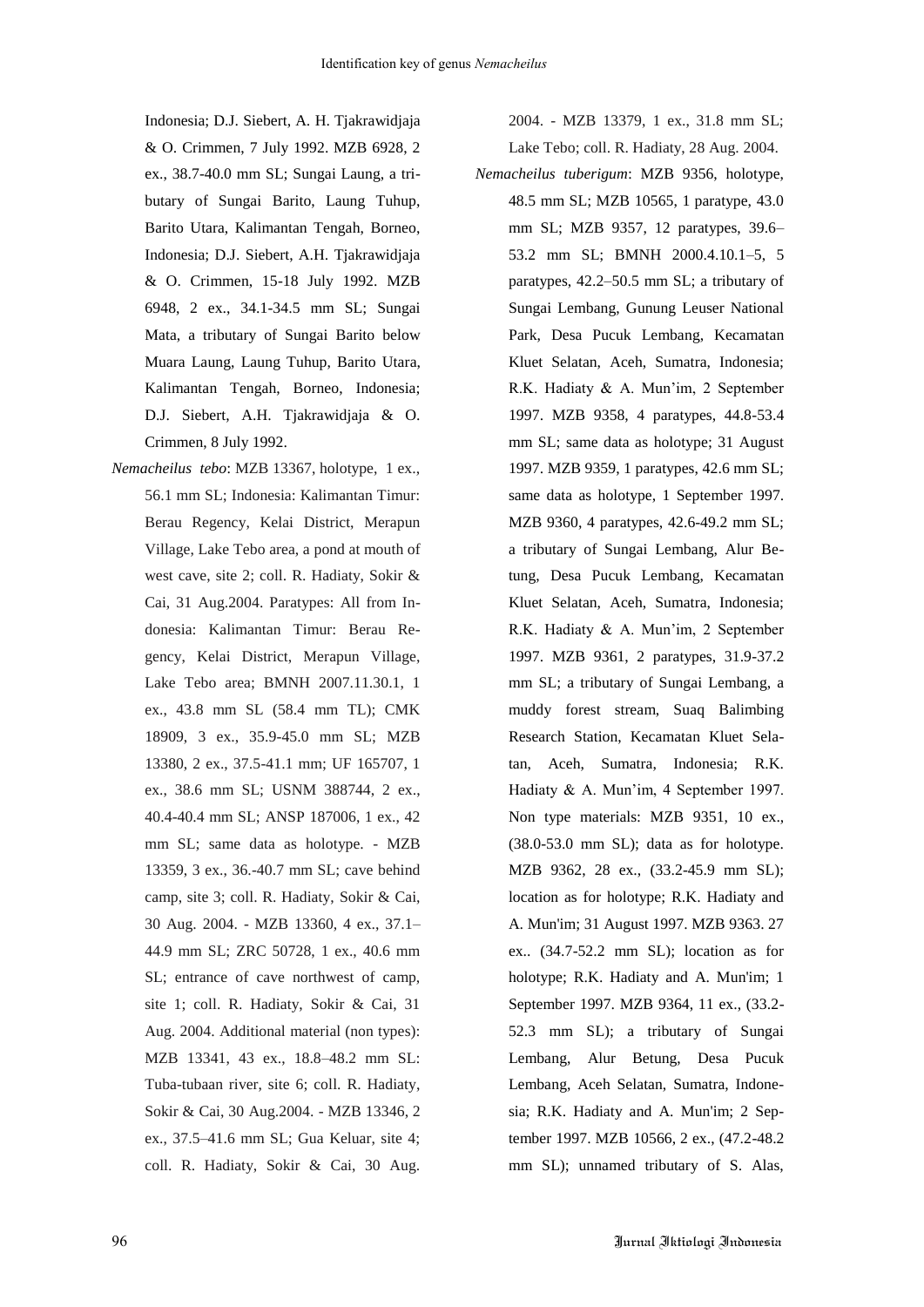Indonesia; D.J. Siebert, A. H. Tjakrawidjaja & O. Crimmen, 7 July 1992. MZB 6928, 2 ex., 38.7-40.0 mm SL; Sungai Laung, a tributary of Sungai Barito, Laung Tuhup, Barito Utara, Kalimantan Tengah, Borneo, Indonesia; D.J. Siebert, A.H. Tjakrawidjaja & O. Crimmen, 15-18 July 1992. MZB 6948, 2 ex., 34.1-34.5 mm SL; Sungai Mata, a tributary of Sungai Barito below Muara Laung, Laung Tuhup, Barito Utara, Kalimantan Tengah, Borneo, Indonesia; D.J. Siebert, A.H. Tjakrawidjaja & O. Crimmen, 8 July 1992.

*Nemacheilus tebo*: MZB 13367, holotype, 1 ex., 56.1 mm SL; Indonesia: Kalimantan Timur: Berau Regency, Kelai District, Merapun Village, Lake Tebo area, a pond at mouth of west cave, site 2; coll. R. Hadiaty, Sokir & Cai, 31 Aug.2004. Paratypes: All from Indonesia: Kalimantan Timur: Berau Regency, Kelai District, Merapun Village, Lake Tebo area; BMNH 2007.11.30.1, 1 ex., 43.8 mm SL (58.4 mm TL); CMK 18909, 3 ex., 35.9-45.0 mm SL; MZB 13380, 2 ex., 37.5-41.1 mm; UF 165707, 1 ex., 38.6 mm SL; USNM 388744, 2 ex., 40.4-40.4 mm SL; ANSP 187006, 1 ex., 42 mm SL; same data as holotype. - MZB 13359, 3 ex., 36.-40.7 mm SL; cave behind camp, site 3; coll. R. Hadiaty, Sokir & Cai, 30 Aug. 2004. - MZB 13360, 4 ex., 37.1–44.9 mm SL; ZRC 50728, 1 ex., 40.6 mm SL; entrance of cave northwest of camp, site 1; coll. R. Hadiaty, Sokir & Cai, 31 Aug. 2004. Additional material (non types): MZB 13341, 43 ex., 18.8–48.2 mm SL: Tuba-tubaan river, site 6; coll. R. Hadiaty, Sokir & Cai, 30 Aug.2004. - MZB 13346, 2 ex., 37.5–41.6 mm SL; Gua Keluar, site 4; coll. R. Hadiaty, Sokir & Cai, 30 Aug. 2004. - MZB 13379, 1 ex., 31.8 mm SL; Lake Tebo; coll. R. Hadiaty, 28 Aug. 2004.

*Nemacheilus tuberigum*: MZB 9356, holotype, 48.5 mm SL; MZB 10565, 1 paratype, 43.0 mm SL; MZB 9357, 12 paratypes, 39.6–53.2 mm SL; BMNH 2000.4.10.1–5, 5 paratypes, 42.2–50.5 mm SL; a tributary of Sungai Lembang, Gunung Leuser National Park, Desa Pucuk Lembang, Kecamatan Kluet Selatan, Aceh, Sumatra, Indonesia; R.K. Hadiaty & A. Mun'im, 2 September 1997. MZB 9358, 4 paratypes, 44.8-53.4 mm SL; same data as holotype; 31 August 1997. MZB 9359, 1 paratypes, 42.6 mm SL; same data as holotype, 1 September 1997. MZB 9360, 4 paratypes, 42.6-49.2 mm SL; a tributary of Sungai Lembang, Alur Betung, Desa Pucuk Lembang, Kecamatan Kluet Selatan, Aceh, Sumatra, Indonesia; R.K. Hadiaty & A. Mun'im, 2 September 1997. MZB 9361, 2 paratypes, 31.9-37.2 mm SL; a tributary of Sungai Lembang, a muddy forest stream, Suaq Balimbing Research Station, Kecamatan Kluet Selatan, Aceh, Sumatra, Indonesia; R.K. Hadiaty & A. Mun'im, 4 September 1997. Non type materials: MZB 9351, 10 ex., (38.0-53.0 mm SL); data as for holotype. MZB 9362, 28 ex., (33.2-45.9 mm SL); location as for holotype; R.K. Hadiaty and A. Mun'im; 31 August 1997. MZB 9363. 27 ex.. (34.7-52.2 mm SL); location as for holotype; R.K. Hadiaty and A. Mun'im; 1 September 1997. MZB 9364, 11 ex., (33.2-52.3 mm SL); a tributary of Sungai Lembang, Alur Betung, Desa Pucuk Lembang, Aceh Selatan, Sumatra, Indonesia; R.K. Hadiaty and A. Mun'im; 2 September 1997. MZB 10566, 2 ex., (47.2-48.2 mm SL); unnamed tributary of S. Alas,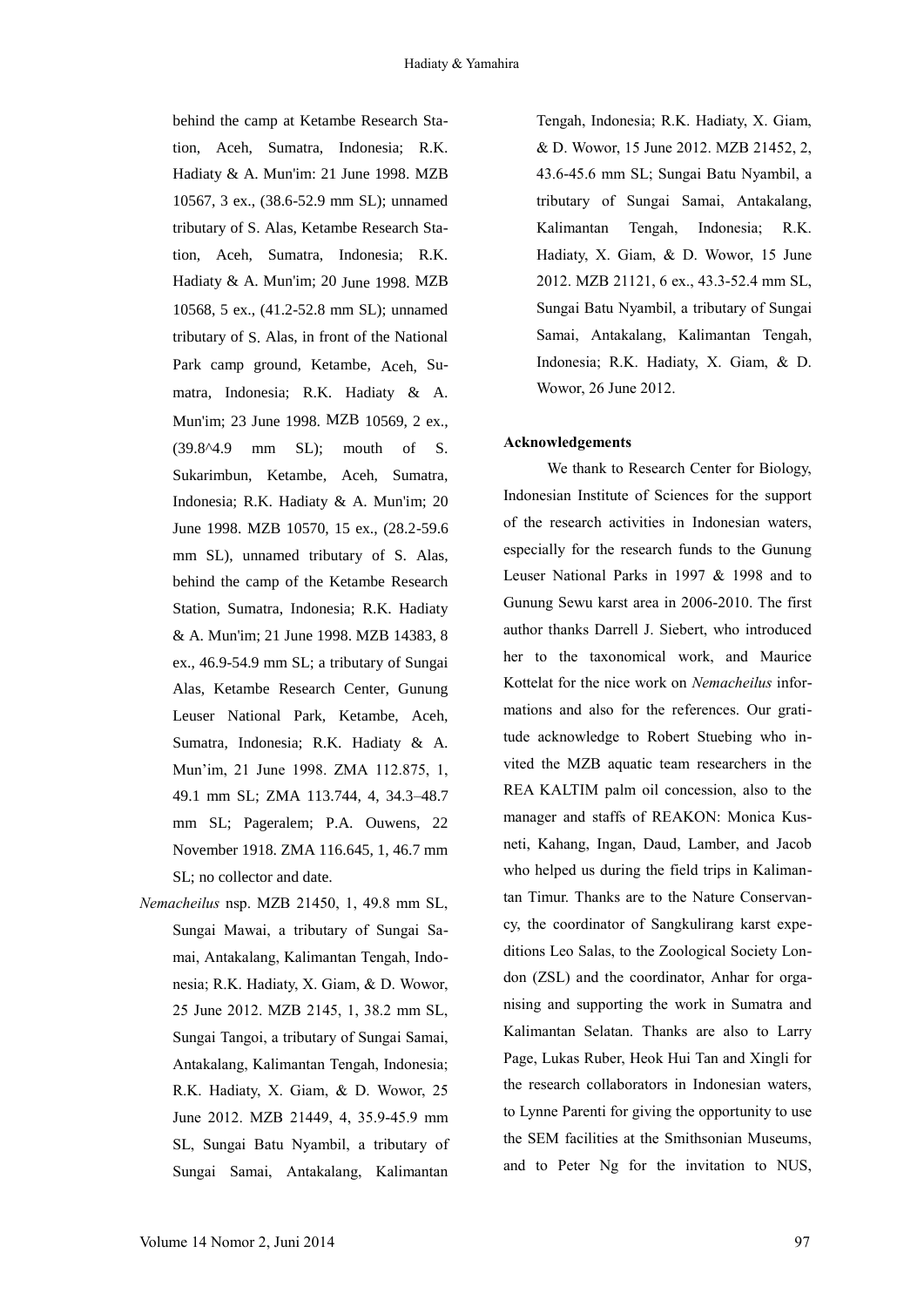behind the camp at Ketambe Research Station, Aceh, Sumatra, Indonesia; R.K. Hadiaty & A. Mun'im: 21 June 1998. MZB 10567, 3 ex., (38.6-52.9 mm SL); unnamed tributary of S. Alas, Ketambe Research Station, Aceh, Sumatra, Indonesia; R.K. Hadiaty & A. Mun'im; 20 June 1998. MZB 10568, 5 ex., (41.2-52.8 mm SL); unnamed tributary of S. Alas, in front of the National Park camp ground, Ketambe, Aceh, Sumatra, Indonesia; R.K. Hadiaty & A. Mun'im; 23 June 1998. MZB 10569, 2 ex., (39.8^4.9 mm SL); mouth of S. Sukarimbun, Ketambe, Aceh, Sumatra, Indonesia; R.K. Hadiaty & A. Mun'im; 20 June 1998. MZB 10570, 15 ex., (28.2-59.6 mm SL), unnamed tributary of S. Alas, behind the camp of the Ketambe Research Station, Sumatra, Indonesia; R.K. Hadiaty & A. Mun'im; 21 June 1998. MZB 14383, 8 ex., 46.9-54.9 mm SL; a tributary of Sungai Alas, Ketambe Research Center, Gunung Leuser National Park, Ketambe, Aceh, Sumatra, Indonesia; R.K. Hadiaty & A. Mun'im, 21 June 1998. ZMA 112.875, 1, 49.1 mm SL; ZMA 113.744, 4, 34.3–48.7 mm SL; Pageralem; P.A. Ouwens, 22 November 1918. ZMA 116.645, 1, 46.7 mm SL; no collector and date.

*Nemacheilus* nsp. MZB 21450, 1, 49.8 mm SL, Sungai Mawai, a tributary of Sungai Samai, Antakalang, Kalimantan Tengah, Indonesia; R.K. Hadiaty, X. Giam, & D. Wowor, 25 June 2012. MZB 2145, 1, 38.2 mm SL, Sungai Tangoi, a tributary of Sungai Samai, Antakalang, Kalimantan Tengah, Indonesia; R.K. Hadiaty, X. Giam, & D. Wowor, 25 June 2012. MZB 21449, 4, 35.9-45.9 mm SL, Sungai Batu Nyambil, a tributary of Sungai Samai, Antakalang, Kalimantan Tengah, Indonesia; R.K. Hadiaty, X. Giam, & D. Wowor, 15 June 2012. MZB 21452, 2, 43.6-45.6 mm SL; Sungai Batu Nyambil, a tributary of Sungai Samai, Antakalang, Kalimantan Tengah, Indonesia; R.K. Hadiaty, X. Giam, & D. Wowor, 15 June 2012. MZB 21121, 6 ex., 43.3-52.4 mm SL, Sungai Batu Nyambil, a tributary of Sungai Samai, Antakalang, Kalimantan Tengah, Indonesia; R.K. Hadiaty, X. Giam, & D. Wowor, 26 June 2012.

**Acknowledgements**

We thank to Research Center for Biology, Indonesian Institute of Sciences for the support of the research activities in Indonesian waters, especially for the research funds to the Gunung Leuser National Parks in 1997 & 1998 and to Gunung Sewu karst area in 2006-2010. The first author thanks Darrell J. Siebert, who introduced her to the taxonomical work, and Maurice Kottelat for the nice work on *Nemacheilus* informations and also for the references. Our gratitude acknowledge to Robert Stuebing who invited the MZB aquatic team researchers in the REA KALTIM palm oil concession, also to the manager and staffs of REAKON: Monica Kusneti, Kahang, Ingan, Daud, Lamber, and Jacob who helped us during the field trips in Kalimantan Timur. Thanks are to the Nature Conservancy, the coordinator of Sangkulirang karst expeditions Leo Salas, to the Zoological Society London (ZSL) and the coordinator, Anhar for organising and supporting the work in Sumatra and Kalimantan Selatan. Thanks are also to Larry Page, Lukas Ruber, Heok Hui Tan and Xingli for the research collaborators in Indonesian waters, to Lynne Parenti for giving the opportunity to use the SEM facilities at the Smithsonian Museums, and to Peter Ng for the invitation to NUS,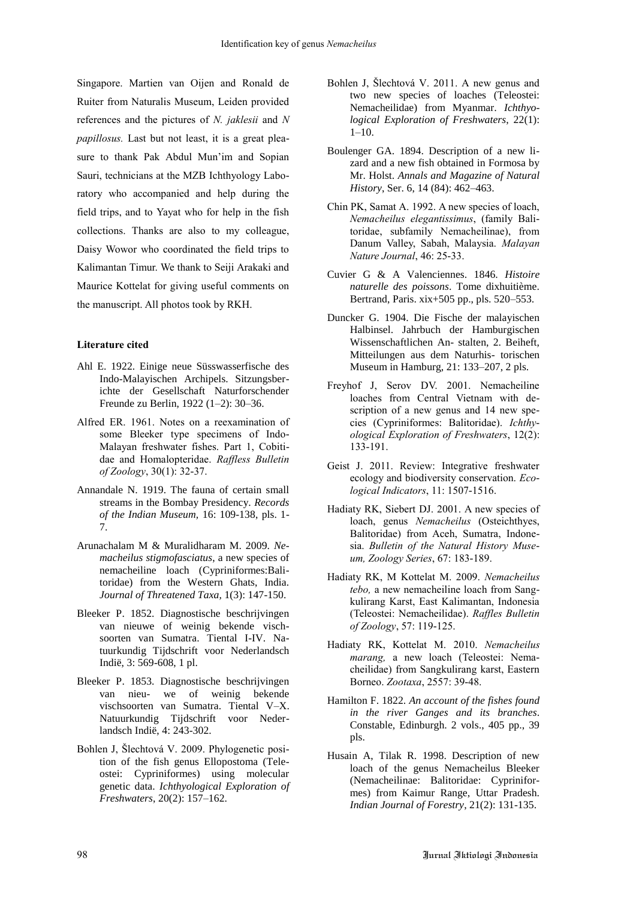Singapore. Martien van Oijen and Ronald de Ruiter from Naturalis Museum, Leiden provided references and the pictures of *N. jaklesii* and *N papillosus.* Last but not least, it is a great pleasure to thank Pak Abdul Mun'im and Sopian Sauri, technicians at the MZB Ichthyology Laboratory who accompanied and help during the field trips, and to Yayat who for help in the fish collections. Thanks are also to my colleague, Daisy Wowor who coordinated the field trips to Kalimantan Timur. We thank to Seiji Arakaki and Maurice Kottelat for giving useful comments on the manuscript. All photos took by RKH.

**Literature cited**

Ahl E. 1922. Einige neue Süsswasserfische des Indo-Malayischen Archipels. Sitzungsberichte der Gesellschaft Naturforschender Freunde zu Berlin, 1922 (1–2): 30–36.

Alfred ER. 1961. Notes on a reexamination of some Bleeker type specimens of Indo-Malayan freshwater fishes. Part 1, Cobitidae and Homalopteridae. *Raffless Bulletin of Zoology*, 30(1): 32-37.

Annandale N. 1919. The fauna of certain small streams in the Bombay Presidency. *Records of the Indian Museum,* 16: 109-138, pls. 1-7.

Arunachalam M & Muralidharam M. 2009. *Nemacheilus stigmofasciatus*, a new species of nemacheiline loach (Cypriniformes:Balitoridae) from the Western Ghats, India. *Journal of Threatened Taxa,* 1(3): 147-150.

Bleeker P. 1852. Diagnostische beschrijvingen van nieuwe of weinig bekende vischsoorten van Sumatra. Tiental I-IV. Natuurkundig Tijdschrift voor Nederlandsch Indië, 3: 569-608, 1 pl.

Bleeker P. 1853. Diagnostische beschrijvingen van nieu- we of weinig bekende vischsoorten van Sumatra. Tiental V–X. Natuurkundig Tijdschrift voor Nederlandsch Indië, 4: 243-302.

Bohlen J, Šlechtová V. 2009. Phylogenetic position of the fish genus Ellopostoma (Teleostei: Cypriniformes) using molecular genetic data. *Ichthyological Exploration of Freshwaters*, 20(2): 157–162.

Bohlen J, Šlechtová V. 2011. A new genus and two new species of loaches (Teleostei: Nemacheilidae) from Myanmar. *Ichthyological Exploration of Freshwaters,* 22(1): 1–10.

Boulenger GA. 1894. Description of a new lizard and a new fish obtained in Formosa by Mr. Holst. *Annals and Magazine of Natural History*, Ser. 6, 14 (84): 462–463.

Chin PK, Samat A. 1992. A new species of loach, *Nemacheilus elegantissimus*, (family Balitoridae, subfamily Nemacheilinae), from Danum Valley, Sabah, Malaysia. *Malayan Nature Journal*, 46: 25-33.

Cuvier G & A Valenciennes. 1846. *Histoire naturelle des poissons*. Tome dixhuitième. Bertrand, Paris. xix+505 pp., pls. 520–553.

Duncker G. 1904. Die Fische der malayischen Halbinsel. Jahrbuch der Hamburgischen Wissenschaftlichen An- stalten, 2. Beiheft, Mitteilungen aus dem Naturhis- torischen Museum in Hamburg, 21: 133–207, 2 pls.

Freyhof J, Serov DV. 2001. Nemacheiline loaches from Central Vietnam with description of a new genus and 14 new species (Cypriniformes: Balitoridae). *Ichthyological Exploration of Freshwaters*, 12(2): 133-191.

Geist J. 2011. Review: Integrative freshwater ecology and biodiversity conservation. *Ecological Indicators*, 11: 1507-1516.

Hadiaty RK, Siebert DJ. 2001. A new species of loach, genus *Nemacheilus* (Osteichthyes, Balitoridae) from Aceh, Sumatra, Indonesia. *Bulletin of the Natural History Museum, Zoology Series*, 67: 183-189.

Hadiaty RK, M Kottelat M. 2009. *Nemacheilus tebo,* a new nemacheiline loach from Sangkulirang Karst, East Kalimantan, Indonesia (Teleostei: Nemacheilidae). *Raffles Bulletin of Zoology*, 57: 119-125.

Hadiaty RK, Kottelat M. 2010. *Nemacheilus marang,* a new loach (Teleostei: Nemacheilidae) from Sangkulirang karst, Eastern Borneo. *Zootaxa*, 2557: 39-48.

Hamilton F. 1822. *An account of the fishes found in the river Ganges and its branches*. Constable, Edinburgh. 2 vols., 405 pp., 39 pls.

Husain A, Tilak R. 1998. Description of new loach of the genus Nemacheilus Bleeker (Nemacheilinae: Balitoridae: Cypriniformes) from Kaimur Range, Uttar Pradesh. *Indian Journal of Forestry*, 21(2): 131-135.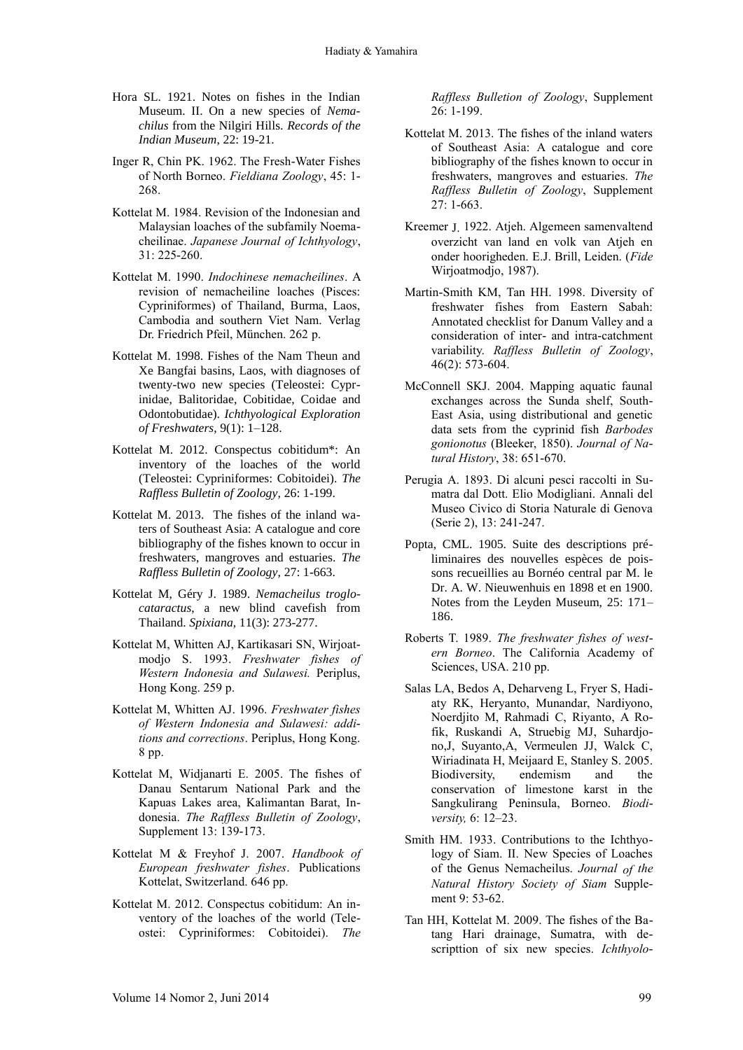Hora SL. 1921. Notes on fishes in the Indian Museum. II. On a new species of *Nemachilus* from the Nilgiri Hills. *Records of the Indian Museum,* 22: 19-21.

Inger R, Chin PK. 1962. The Fresh-Water Fishes of North Borneo. *Fieldiana Zoology*, 45: 1-268.

Kottelat M. 1984. Revision of the Indonesian and Malaysian loaches of the subfamily Noemacheilinae. *Japanese Journal of Ichthyology*, 31: 225-260.

Kottelat M. 1990. *Indochinese nemacheilines*. A revision of nemacheiline loaches (Pisces: Cypriniformes) of Thailand, Burma, Laos, Cambodia and southern Viet Nam. Verlag Dr. Friedrich Pfeil, München. 262 p.

Kottelat M. 1998. Fishes of the Nam Theun and Xe Bangfai basins, Laos, with diagnoses of twenty-two new species (Teleostei: Cyprinidae, Balitoridae, Cobitidae, Coidae and Odontobutidae). *Ichthyological Exploration of Freshwaters*, 9(1): 1–128.

Kottelat M. 2012. Conspectus cobitidum*: An inventory of the loaches of the world (Teleostei: Cypriniformes: Cobitoidei). *The Raffless Bulletin of Zoology,* 26: 1-199.

Kottelat M. 2013. The fishes of the inland waters of Southeast Asia: A catalogue and core bibliography of the fishes known to occur in freshwaters, mangroves and estuaries. *The Raffless Bulletin of Zoology,* 27: 1-663.

Kottelat M, Géry J. 1989. *Nemacheilus troglocataractus,* a new blind cavefish from Thailand. *Spixiana*, 11(3): 273-277.

Kottelat M, Whitten AJ, Kartikasari SN, Wirjoatmodjo S. 1993. *Freshwater fishes of Western Indonesia and Sulawesi.* Periplus, Hong Kong. 259 p.

Kottelat M, Whitten AJ. 1996. *Freshwater fishes of Western Indonesia and Sulawesi: additions and corrections*. Periplus, Hong Kong. 8 pp.

Kottelat M, Widjanarti E. 2005. The fishes of Danau Sentarum National Park and the Kapuas Lakes area, Kalimantan Barat, Indonesia. *The Raffless Bulletin of Zoology*, Supplement 13: 139-173.

Kottelat M & Freyhof J. 2007. *Handbook of European freshwater fishes*. Publications Kottelat, Switzerland. 646 pp.

Kottelat M. 2012. Conspectus cobitidum: An inventory of the loaches of the world (Teleostei: Cypriniformes: Cobitoidei). *The Raffless Bulletion of Zoology*, Supplement 26: 1-199.

Kottelat M. 2013. The fishes of the inland waters of Southeast Asia: A catalogue and core bibliography of the fishes known to occur in freshwaters, mangroves and estuaries. *The Raffless Bulletin of Zoology*, Supplement 27: 1-663.

Kreemer J. 1922. Atjeh. Algemeen samenvaltend overzicht van land en volk van Atjeh en onder hoorigheden. E.J. Brill, Leiden. (*Fide* Wirjoatmodjo, 1987).

Martin-Smith KM, Tan HH. 1998. Diversity of freshwater fishes from Eastern Sabah: Annotated checklist for Danum Valley and a consideration of inter- and intra-catchment variability. *Raffless Bulletin of Zoology*, 46(2): 573-604.

McConnell SKJ. 2004. Mapping aquatic faunal exchanges across the Sunda shelf, South-East Asia, using distributional and genetic data sets from the cyprinid fish *Barbodes gonionotus* (Bleeker, 1850). *Journal of Natural History*, 38: 651-670.

Perugia A. 1893. Di alcuni pesci raccolti in Sumatra dal Dott. Elio Modigliani. Annali del Museo Civico di Storia Naturale di Genova (Serie 2), 13: 241-247.

Popta, CML. 1905. Suite des descriptions préliminaires des nouvelles espèces de poissons recueillies au Bornéo central par M. le Dr. A. W. Nieuwenhuis en 1898 et en 1900. Notes from the Leyden Museum, 25: 171–186.

Roberts T. 1989. *The freshwater fishes of western Borneo*. The California Academy of Sciences, USA. 210 pp.

Salas LA, Bedos A, Deharveng L, Fryer S, Hadiaty RK, Heryanto, Munandar, Nardiyono, Noerdjito M, Rahmadi C, Riyanto, A Rofik, Ruskandi A, Struebig MJ, Suhardjono,J, Suyanto,A, Vermeulen JJ, Walck C, Wiriadinata H, Meijaard E, Stanley S. 2005. Biodiversity, endemism and the conservation of limestone karst in the Sangkulirang Peninsula, Borneo. *Biodiversity,* 6: 12–23.

Smith HM. 1933. Contributions to the Ichthyology of Siam. II. New Species of Loaches of the Genus Nemacheilus. *Journal of the Natural History Society of Siam* Supplement 9: 53-62.

Tan HH, Kottelat M. 2009. The fishes of the Batang Hari drainage, Sumatra, with descripttion of six new species. *Ichthyolo-*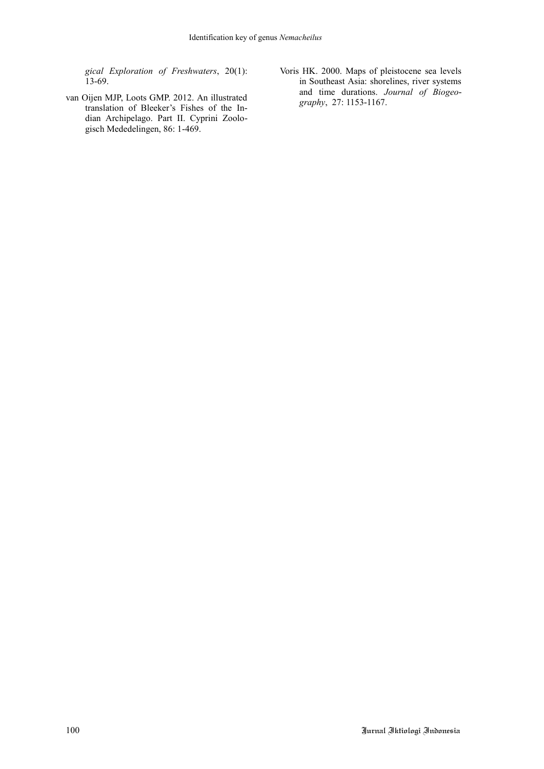*gical Exploration of Freshwaters*, 20(1): 13-69.

van Oijen MJP, Loots GMP. 2012. An illustrated translation of Bleeker's Fishes of the Indian Archipelago. Part II. Cyprini Zoologisch Mededelingen, 86: 1-469.

Voris HK. 2000. Maps of pleistocene sea levels in Southeast Asia: shorelines, river systems and time durations. *Journal of Biogeography*, 27: 1153-1167.